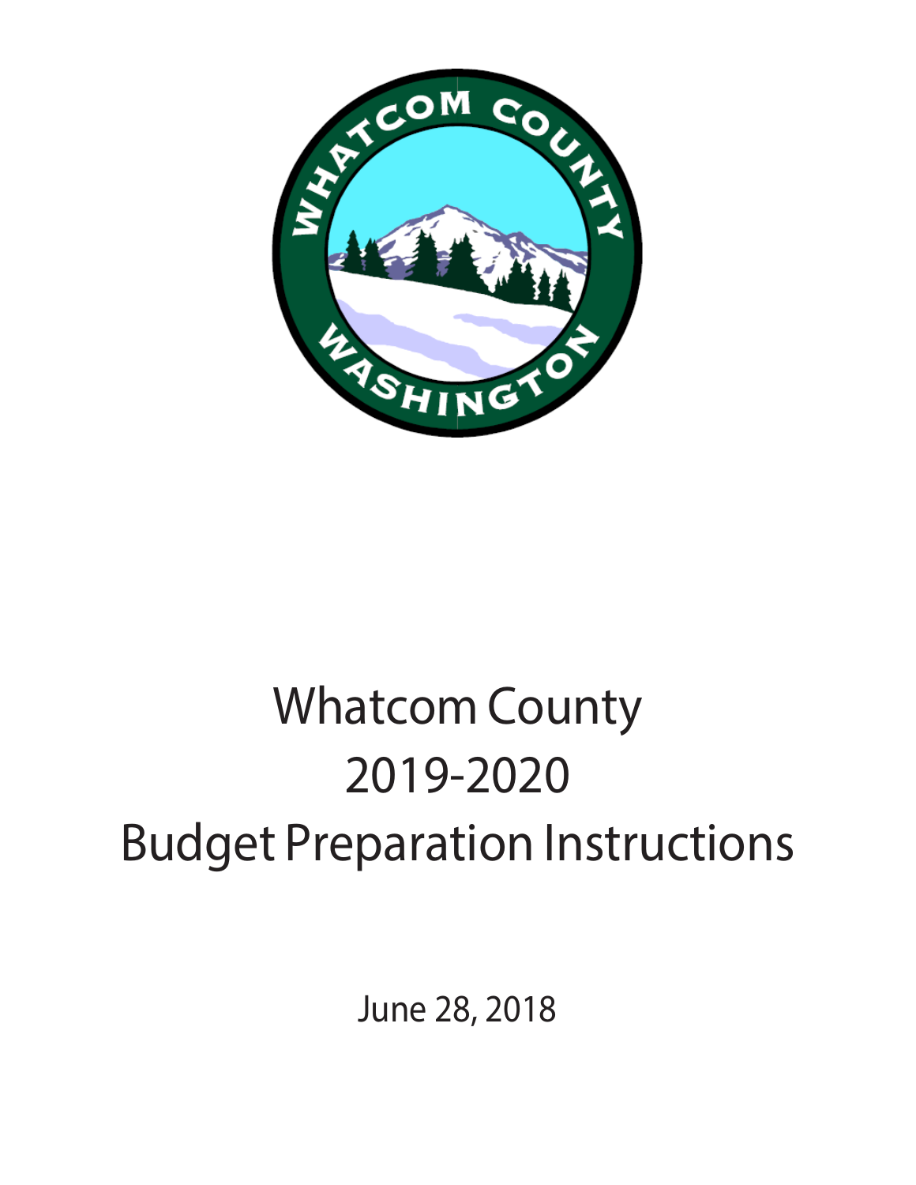# Whatcom County
# 2019-2020
# Budget Preparation Instructions

June 28, 2018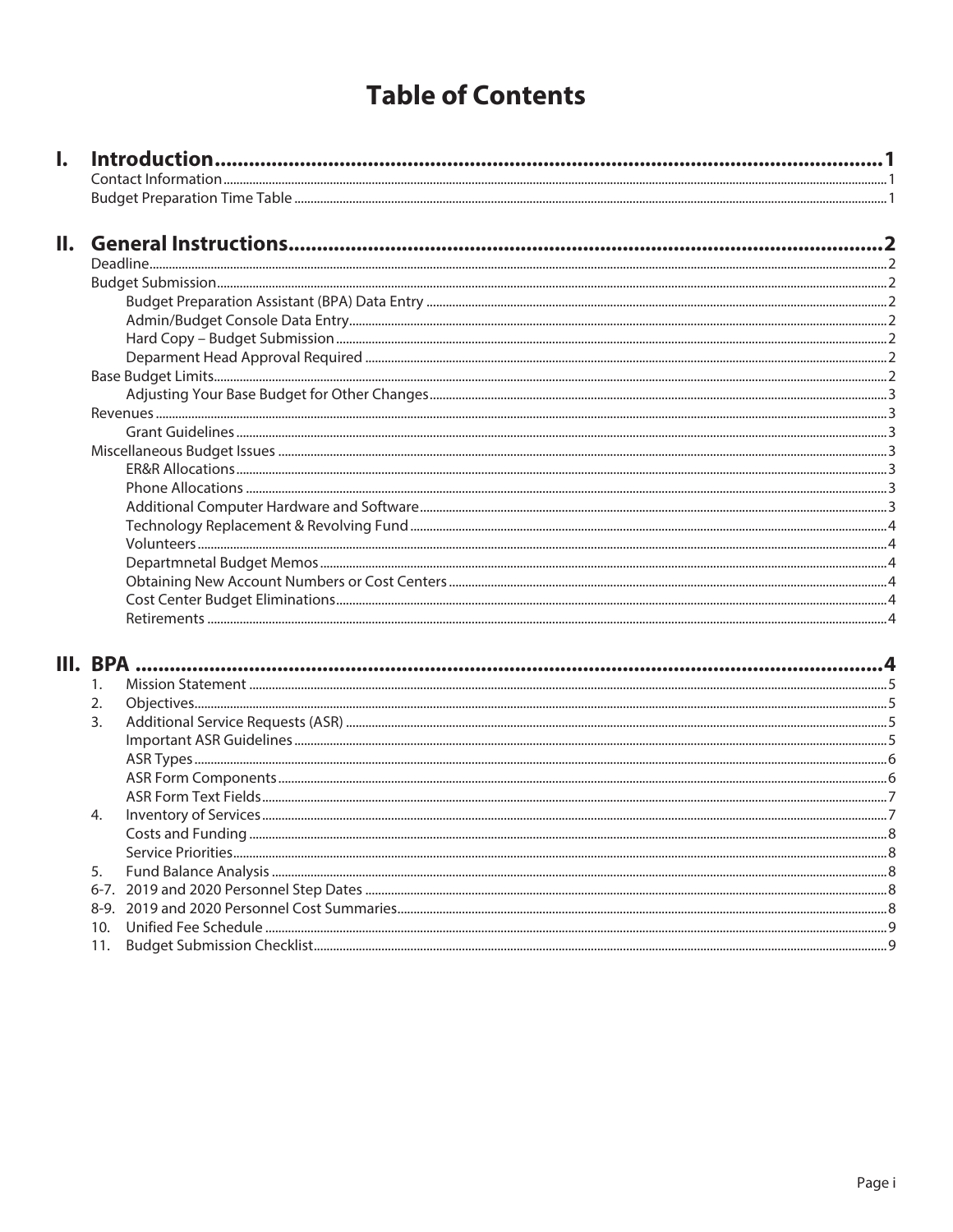# Table of Contents

**I. Introduction** ........................................................................ 1

- Contact Information ........................................................................ 1
- Budget Preparation Time Table ........................................................................ 1

**II. General Instructions** ........................................................................ 2

- Deadline ........................................................................ 2
- Budget Submission ........................................................................ 2
  - Budget Preparation Assistant (BPA) Data Entry ........................................................................ 2
  - Admin/Budget Console Data Entry ........................................................................ 2
  - Hard Copy – Budget Submission ........................................................................ 2
  - Deparment Head Approval Required ........................................................................ 2
- Base Budget Limits ........................................................................ 2
  - Adjusting Your Base Budget for Other Changes ........................................................................ 3
- Revenues ........................................................................ 3
  - Grant Guidelines ........................................................................ 3
- Miscellaneous Budget Issues ........................................................................ 3
  - ER&R Allocations ........................................................................ 3
  - Phone Allocations ........................................................................ 3
  - Additional Computer Hardware and Software ........................................................................ 3
  - Technology Replacement & Revolving Fund ........................................................................ 4
  - Volunteers ........................................................................ 4
  - Departmnetal Budget Memos ........................................................................ 4
  - Obtaining New Account Numbers or Cost Centers ........................................................................ 4
  - Cost Center Budget Eliminations ........................................................................ 4
  - Retirements ........................................................................ 4

**III. BPA** ........................................................................ 4

1. Mission Statement ........................................................................ 5
2. Objectives ........................................................................ 5
3. Additional Service Requests (ASR) ........................................................................ 5
   - Important ASR Guidelines ........................................................................ 5
   - ASR Types ........................................................................ 6
   - ASR Form Components ........................................................................ 6
   - ASR Form Text Fields ........................................................................ 7
4. Inventory of Services ........................................................................ 7
   - Costs and Funding ........................................................................ 8
   - Service Priorities ........................................................................ 8
5. Fund Balance Analysis ........................................................................ 8

6-7. 2019 and 2020 Personnel Step Dates ........................................................................ 8

8-9. 2019 and 2020 Personnel Cost Summaries ........................................................................ 8

10. Unified Fee Schedule ........................................................................ 9

11. Budget Submission Checklist ........................................................................ 9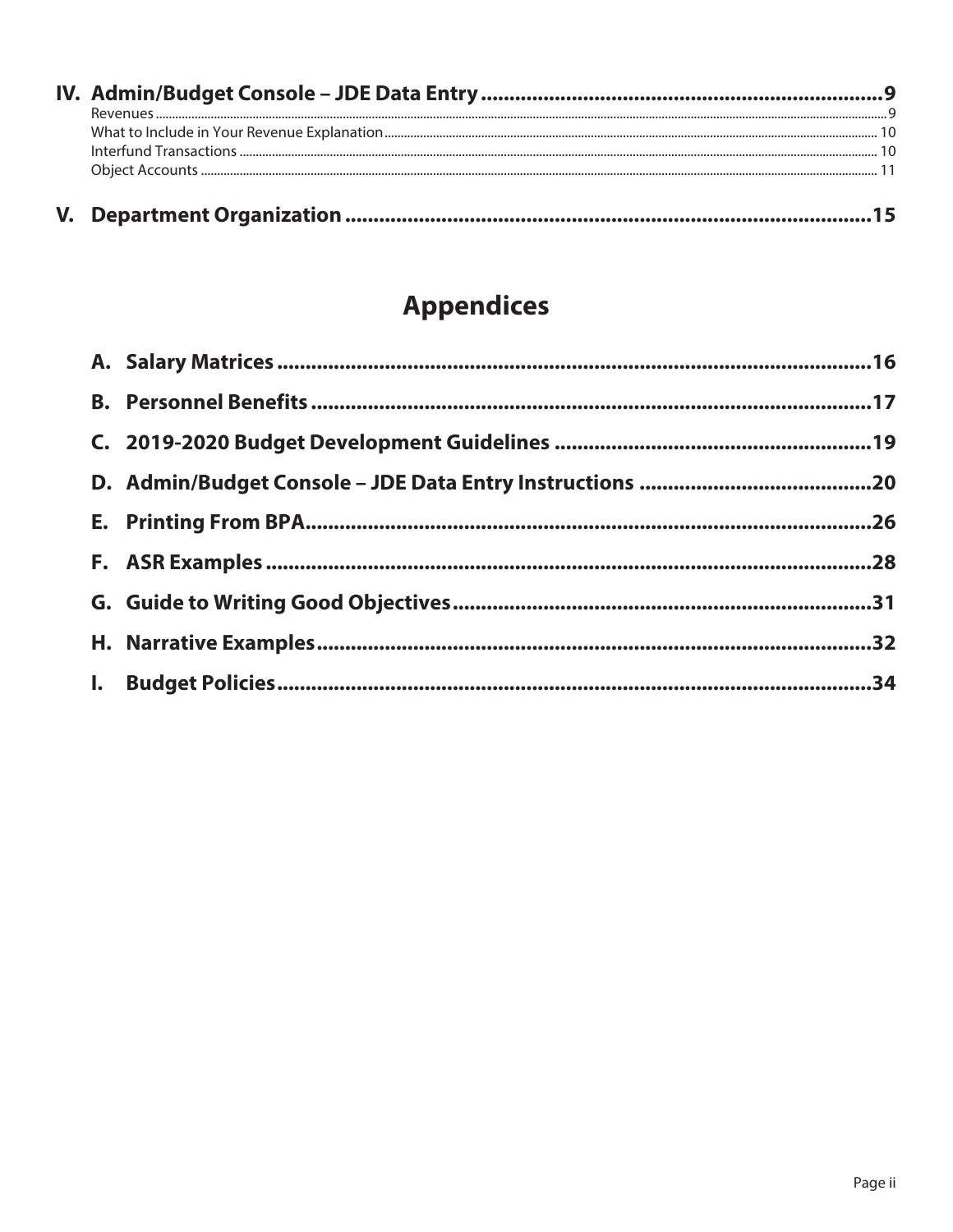**IV. Admin/Budget Console – JDE Data Entry ........................................................................ 9**

Revenues ........................................................................................................................ 9

What to Include in Your Revenue Explanation ........................................................................ 10

Interfund Transactions ........................................................................................................ 10

Object Accounts ................................................................................................................. 11

**V. Department Organization ..................................................................................................15**

# Appendices

**A. Salary Matrices ................................................................................................................16**

**B. Personnel Benefits ...........................................................................................................17**

**C. 2019-2020 Budget Development Guidelines .......................................................................19**

**D. Admin/Budget Console – JDE Data Entry Instructions ........................................................20**

**E. Printing From BPA ............................................................................................................26**

**F. ASR Examples ..................................................................................................................28**

**G. Guide to Writing Good Objectives ......................................................................................31**

**H. Narrative Examples ..........................................................................................................32**

**I. Budget Policies .................................................................................................................34**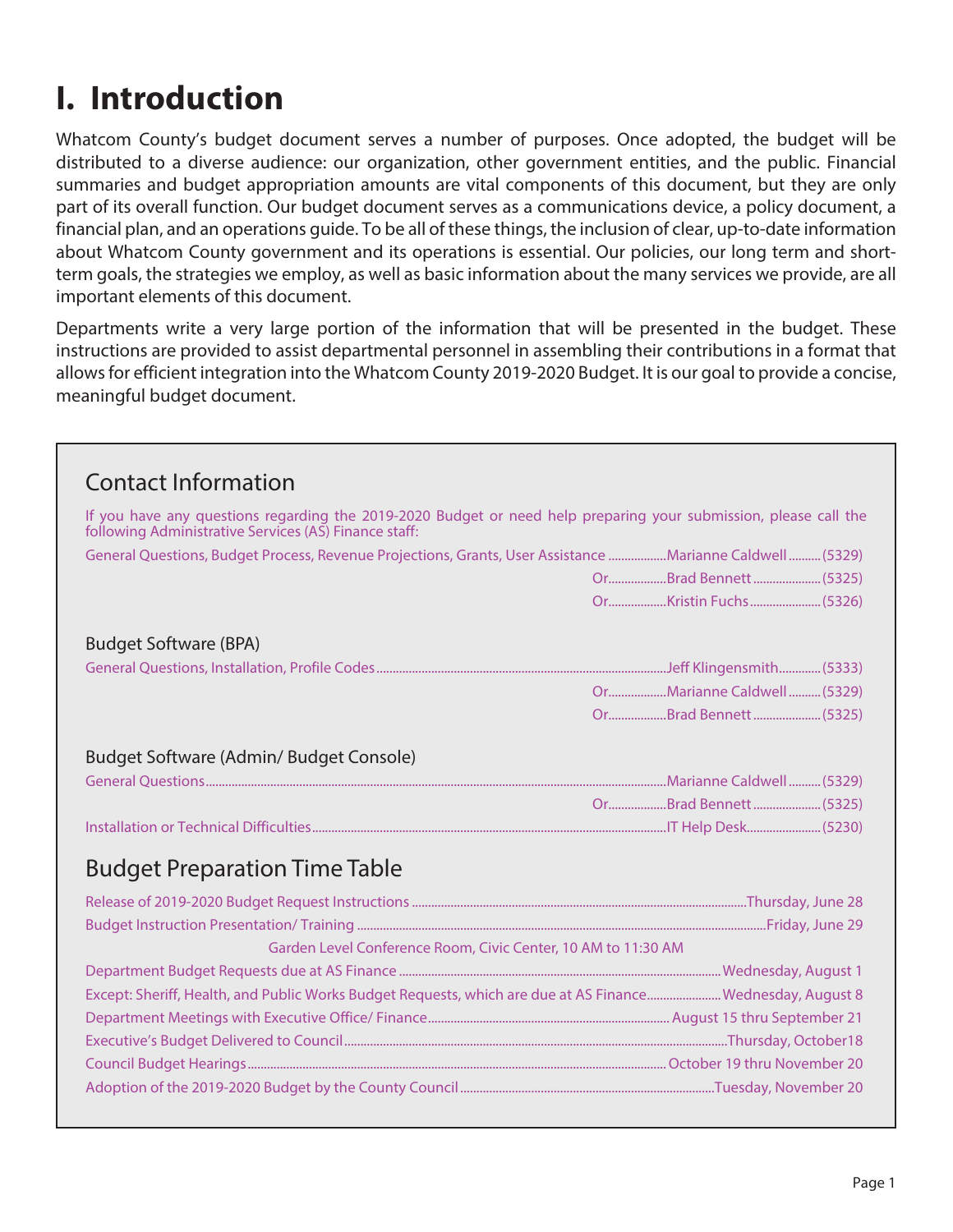# I. Introduction

Whatcom County's budget document serves a number of purposes. Once adopted, the budget will be distributed to a diverse audience: our organization, other government entities, and the public. Financial summaries and budget appropriation amounts are vital components of this document, but they are only part of its overall function. Our budget document serves as a communications device, a policy document, a financial plan, and an operations guide. To be all of these things, the inclusion of clear, up-to-date information about Whatcom County government and its operations is essential. Our policies, our long term and short-term goals, the strategies we employ, as well as basic information about the many services we provide, are all important elements of this document.

Departments write a very large portion of the information that will be presented in the budget. These instructions are provided to assist departmental personnel in assembling their contributions in a format that allows for efficient integration into the Whatcom County 2019-2020 Budget. It is our goal to provide a concise, meaningful budget document.

## Contact Information

If you have any questions regarding the 2019-2020 Budget or need help preparing your submission, please call the following Administrative Services (AS) Finance staff:

General Questions, Budget Process, Revenue Projections, Grants, User Assistance ..................Marianne Caldwell..........(5329)
Or..................Brad Bennett.....................(5325)
Or..................Kristin Fuchs......................(5326)

### Budget Software (BPA)

General Questions, Installation, Profile Codes..........Jeff Klingensmith.............(5333)
Or..................Marianne Caldwell..........(5329)
Or..................Brad Bennett.....................(5325)

### Budget Software (Admin/ Budget Console)

General Questions..........Marianne Caldwell..........(5329)
Or..................Brad Bennett.....................(5325)
Installation or Technical Difficulties..........IT Help Desk.......................(5230)

## Budget Preparation Time Table

Release of 2019-2020 Budget Request Instructions ..........Thursday, June 28
Budget Instruction Presentation/ Training ..........Friday, June 29
Garden Level Conference Room, Civic Center, 10 AM to 11:30 AM
Department Budget Requests due at AS Finance ..........Wednesday, August 1
Except: Sheriff, Health, and Public Works Budget Requests, which are due at AS Finance..........Wednesday, August 8
Department Meetings with Executive Office/ Finance.......... August 15 thru September 21
Executive's Budget Delivered to Council..........Thursday, October18
Council Budget Hearings..........October 19 thru November 20
Adoption of the 2019-2020 Budget by the County Council..........Tuesday, November 20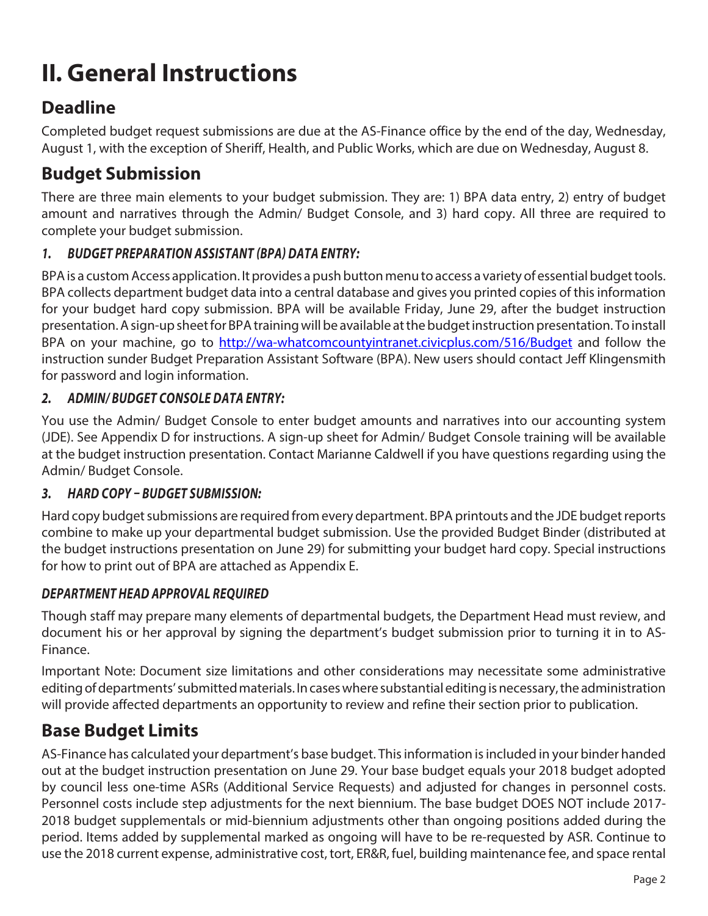# II. General Instructions

## Deadline

Completed budget request submissions are due at the AS-Finance office by the end of the day, Wednesday, August 1, with the exception of Sheriff, Health, and Public Works, which are due on Wednesday, August 8.

## Budget Submission

There are three main elements to your budget submission. They are: 1) BPA data entry, 2) entry of budget amount and narratives through the Admin/ Budget Console, and 3) hard copy. All three are required to complete your budget submission.

### *1. BUDGET PREPARATION ASSISTANT (BPA) DATA ENTRY:*

BPA is a custom Access application. It provides a push button menu to access a variety of essential budget tools. BPA collects department budget data into a central database and gives you printed copies of this information for your budget hard copy submission. BPA will be available Friday, June 29, after the budget instruction presentation. A sign-up sheet for BPA training will be available at the budget instruction presentation. To install BPA on your machine, go to http://wa-whatcomcountyintranet.civicplus.com/516/Budget and follow the instruction sunder Budget Preparation Assistant Software (BPA). New users should contact Jeff Klingensmith for password and login information.

### *2. ADMIN/ BUDGET CONSOLE DATA ENTRY:*

You use the Admin/ Budget Console to enter budget amounts and narratives into our accounting system (JDE). See Appendix D for instructions. A sign-up sheet for Admin/ Budget Console training will be available at the budget instruction presentation. Contact Marianne Caldwell if you have questions regarding using the Admin/ Budget Console.

### *3. HARD COPY – BUDGET SUBMISSION:*

Hard copy budget submissions are required from every department. BPA printouts and the JDE budget reports combine to make up your departmental budget submission. Use the provided Budget Binder (distributed at the budget instructions presentation on June 29) for submitting your budget hard copy. Special instructions for how to print out of BPA are attached as Appendix E.

### *DEPARTMENT HEAD APPROVAL REQUIRED*

Though staff may prepare many elements of departmental budgets, the Department Head must review, and document his or her approval by signing the department's budget submission prior to turning it in to AS-Finance.

Important Note: Document size limitations and other considerations may necessitate some administrative editing of departments' submitted materials. In cases where substantial editing is necessary, the administration will provide affected departments an opportunity to review and refine their section prior to publication.

## Base Budget Limits

AS-Finance has calculated your department's base budget. This information is included in your binder handed out at the budget instruction presentation on June 29. Your base budget equals your 2018 budget adopted by council less one-time ASRs (Additional Service Requests) and adjusted for changes in personnel costs. Personnel costs include step adjustments for the next biennium. The base budget DOES NOT include 2017-2018 budget supplementals or mid-biennium adjustments other than ongoing positions added during the period. Items added by supplemental marked as ongoing will have to be re-requested by ASR. Continue to use the 2018 current expense, administrative cost, tort, ER&R, fuel, building maintenance fee, and space rental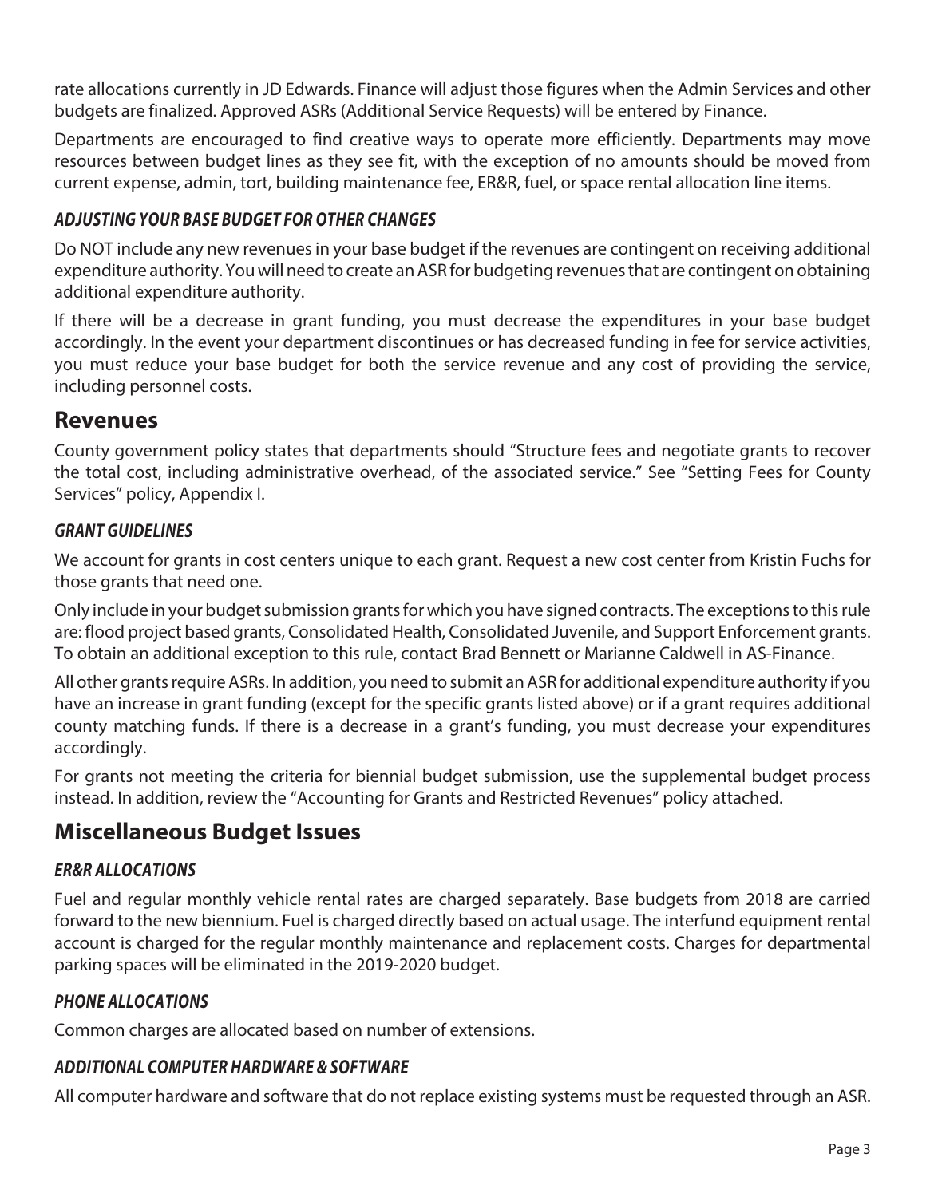rate allocations currently in JD Edwards. Finance will adjust those figures when the Admin Services and other budgets are finalized. Approved ASRs (Additional Service Requests) will be entered by Finance.

Departments are encouraged to find creative ways to operate more efficiently. Departments may move resources between budget lines as they see fit, with the exception of no amounts should be moved from current expense, admin, tort, building maintenance fee, ER&R, fuel, or space rental allocation line items.

### *ADJUSTING YOUR BASE BUDGET FOR OTHER CHANGES*

Do NOT include any new revenues in your base budget if the revenues are contingent on receiving additional expenditure authority. You will need to create an ASR for budgeting revenues that are contingent on obtaining additional expenditure authority.

If there will be a decrease in grant funding, you must decrease the expenditures in your base budget accordingly. In the event your department discontinues or has decreased funding in fee for service activities, you must reduce your base budget for both the service revenue and any cost of providing the service, including personnel costs.

## Revenues

County government policy states that departments should "Structure fees and negotiate grants to recover the total cost, including administrative overhead, of the associated service." See "Setting Fees for County Services" policy, Appendix I.

### *GRANT GUIDELINES*

We account for grants in cost centers unique to each grant. Request a new cost center from Kristin Fuchs for those grants that need one.

Only include in your budget submission grants for which you have signed contracts. The exceptions to this rule are: flood project based grants, Consolidated Health, Consolidated Juvenile, and Support Enforcement grants. To obtain an additional exception to this rule, contact Brad Bennett or Marianne Caldwell in AS-Finance.

All other grants require ASRs. In addition, you need to submit an ASR for additional expenditure authority if you have an increase in grant funding (except for the specific grants listed above) or if a grant requires additional county matching funds. If there is a decrease in a grant's funding, you must decrease your expenditures accordingly.

For grants not meeting the criteria for biennial budget submission, use the supplemental budget process instead. In addition, review the "Accounting for Grants and Restricted Revenues" policy attached.

## Miscellaneous Budget Issues

### *ER&R ALLOCATIONS*

Fuel and regular monthly vehicle rental rates are charged separately. Base budgets from 2018 are carried forward to the new biennium. Fuel is charged directly based on actual usage. The interfund equipment rental account is charged for the regular monthly maintenance and replacement costs. Charges for departmental parking spaces will be eliminated in the 2019-2020 budget.

### *PHONE ALLOCATIONS*

Common charges are allocated based on number of extensions.

### *ADDITIONAL COMPUTER HARDWARE & SOFTWARE*

All computer hardware and software that do not replace existing systems must be requested through an ASR.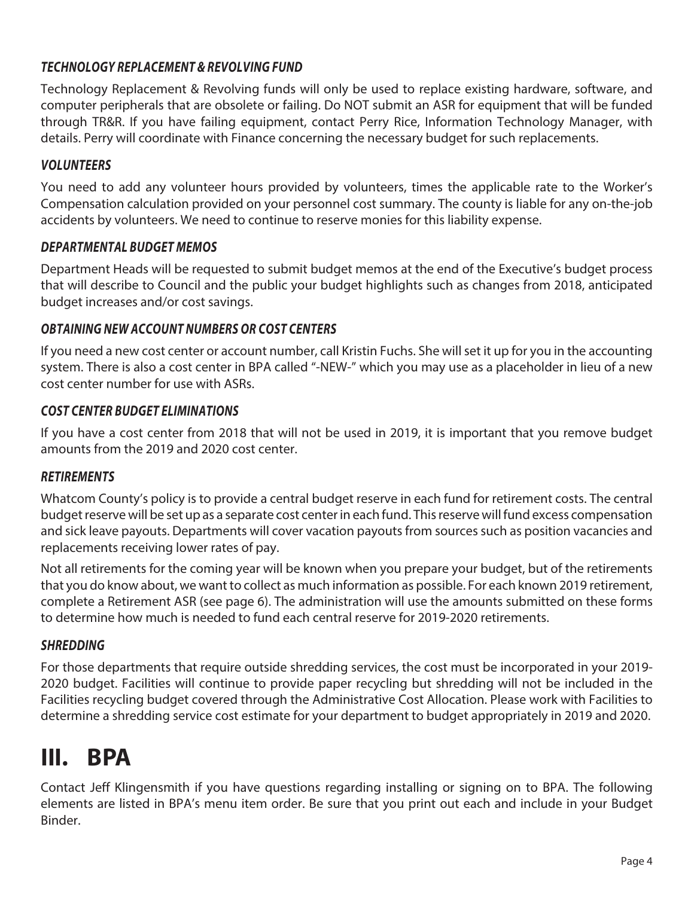### *TECHNOLOGY REPLACEMENT & REVOLVING FUND*

Technology Replacement & Revolving funds will only be used to replace existing hardware, software, and computer peripherals that are obsolete or failing. Do NOT submit an ASR for equipment that will be funded through TR&R. If you have failing equipment, contact Perry Rice, Information Technology Manager, with details. Perry will coordinate with Finance concerning the necessary budget for such replacements.

### *VOLUNTEERS*

You need to add any volunteer hours provided by volunteers, times the applicable rate to the Worker's Compensation calculation provided on your personnel cost summary. The county is liable for any on-the-job accidents by volunteers. We need to continue to reserve monies for this liability expense.

### *DEPARTMENTAL BUDGET MEMOS*

Department Heads will be requested to submit budget memos at the end of the Executive's budget process that will describe to Council and the public your budget highlights such as changes from 2018, anticipated budget increases and/or cost savings.

### *OBTAINING NEW ACCOUNT NUMBERS OR COST CENTERS*

If you need a new cost center or account number, call Kristin Fuchs. She will set it up for you in the accounting system. There is also a cost center in BPA called "-NEW-" which you may use as a placeholder in lieu of a new cost center number for use with ASRs.

### *COST CENTER BUDGET ELIMINATIONS*

If you have a cost center from 2018 that will not be used in 2019, it is important that you remove budget amounts from the 2019 and 2020 cost center.

### *RETIREMENTS*

Whatcom County's policy is to provide a central budget reserve in each fund for retirement costs. The central budget reserve will be set up as a separate cost center in each fund. This reserve will fund excess compensation and sick leave payouts. Departments will cover vacation payouts from sources such as position vacancies and replacements receiving lower rates of pay.

Not all retirements for the coming year will be known when you prepare your budget, but of the retirements that you do know about, we want to collect as much information as possible. For each known 2019 retirement, complete a Retirement ASR (see page 6). The administration will use the amounts submitted on these forms to determine how much is needed to fund each central reserve for 2019-2020 retirements.

### *SHREDDING*

For those departments that require outside shredding services, the cost must be incorporated in your 2019-2020 budget. Facilities will continue to provide paper recycling but shredding will not be included in the Facilities recycling budget covered through the Administrative Cost Allocation. Please work with Facilities to determine a shredding service cost estimate for your department to budget appropriately in 2019 and 2020.

# III. BPA

Contact Jeff Klingensmith if you have questions regarding installing or signing on to BPA. The following elements are listed in BPA's menu item order. Be sure that you print out each and include in your Budget Binder.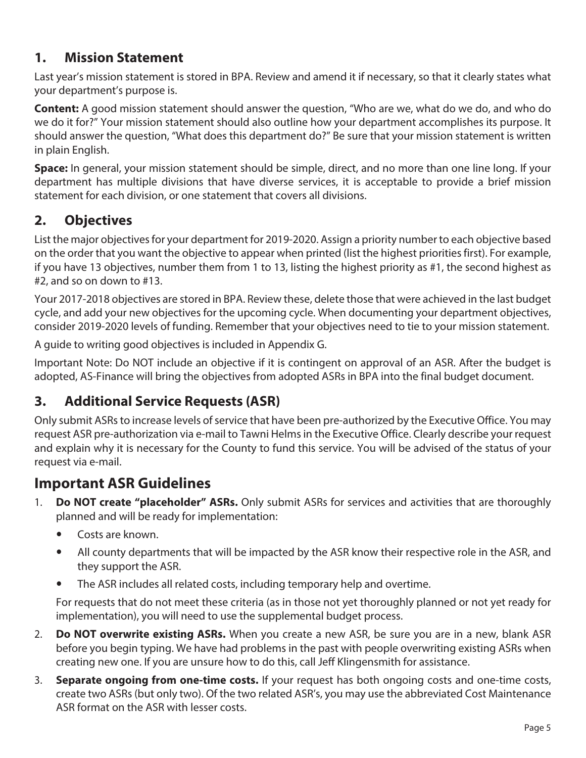## 1. Mission Statement

Last year's mission statement is stored in BPA. Review and amend it if necessary, so that it clearly states what your department's purpose is.

**Content:** A good mission statement should answer the question, "Who are we, what do we do, and who do we do it for?" Your mission statement should also outline how your department accomplishes its purpose. It should answer the question, "What does this department do?" Be sure that your mission statement is written in plain English.

**Space:** In general, your mission statement should be simple, direct, and no more than one line long. If your department has multiple divisions that have diverse services, it is acceptable to provide a brief mission statement for each division, or one statement that covers all divisions.

## 2. Objectives

List the major objectives for your department for 2019-2020. Assign a priority number to each objective based on the order that you want the objective to appear when printed (list the highest priorities first). For example, if you have 13 objectives, number them from 1 to 13, listing the highest priority as #1, the second highest as #2, and so on down to #13.

Your 2017-2018 objectives are stored in BPA. Review these, delete those that were achieved in the last budget cycle, and add your new objectives for the upcoming cycle. When documenting your department objectives, consider 2019-2020 levels of funding. Remember that your objectives need to tie to your mission statement.

A guide to writing good objectives is included in Appendix G.

Important Note: Do NOT include an objective if it is contingent on approval of an ASR. After the budget is adopted, AS-Finance will bring the objectives from adopted ASRs in BPA into the final budget document.

## 3. Additional Service Requests (ASR)

Only submit ASRs to increase levels of service that have been pre-authorized by the Executive Office. You may request ASR pre-authorization via e-mail to Tawni Helms in the Executive Office. Clearly describe your request and explain why it is necessary for the County to fund this service. You will be advised of the status of your request via e-mail.

## Important ASR Guidelines

1. **Do NOT create "placeholder" ASRs.** Only submit ASRs for services and activities that are thoroughly planned and will be ready for implementation:
   - Costs are known.
   - All county departments that will be impacted by the ASR know their respective role in the ASR, and they support the ASR.
   - The ASR includes all related costs, including temporary help and overtime.

   For requests that do not meet these criteria (as in those not yet thoroughly planned or not yet ready for implementation), you will need to use the supplemental budget process.

2. **Do NOT overwrite existing ASRs.** When you create a new ASR, be sure you are in a new, blank ASR before you begin typing. We have had problems in the past with people overwriting existing ASRs when creating new one. If you are unsure how to do this, call Jeff Klingensmith for assistance.

3. **Separate ongoing from one-time costs.** If your request has both ongoing costs and one-time costs, create two ASRs (but only two). Of the two related ASR's, you may use the abbreviated Cost Maintenance ASR format on the ASR with lesser costs.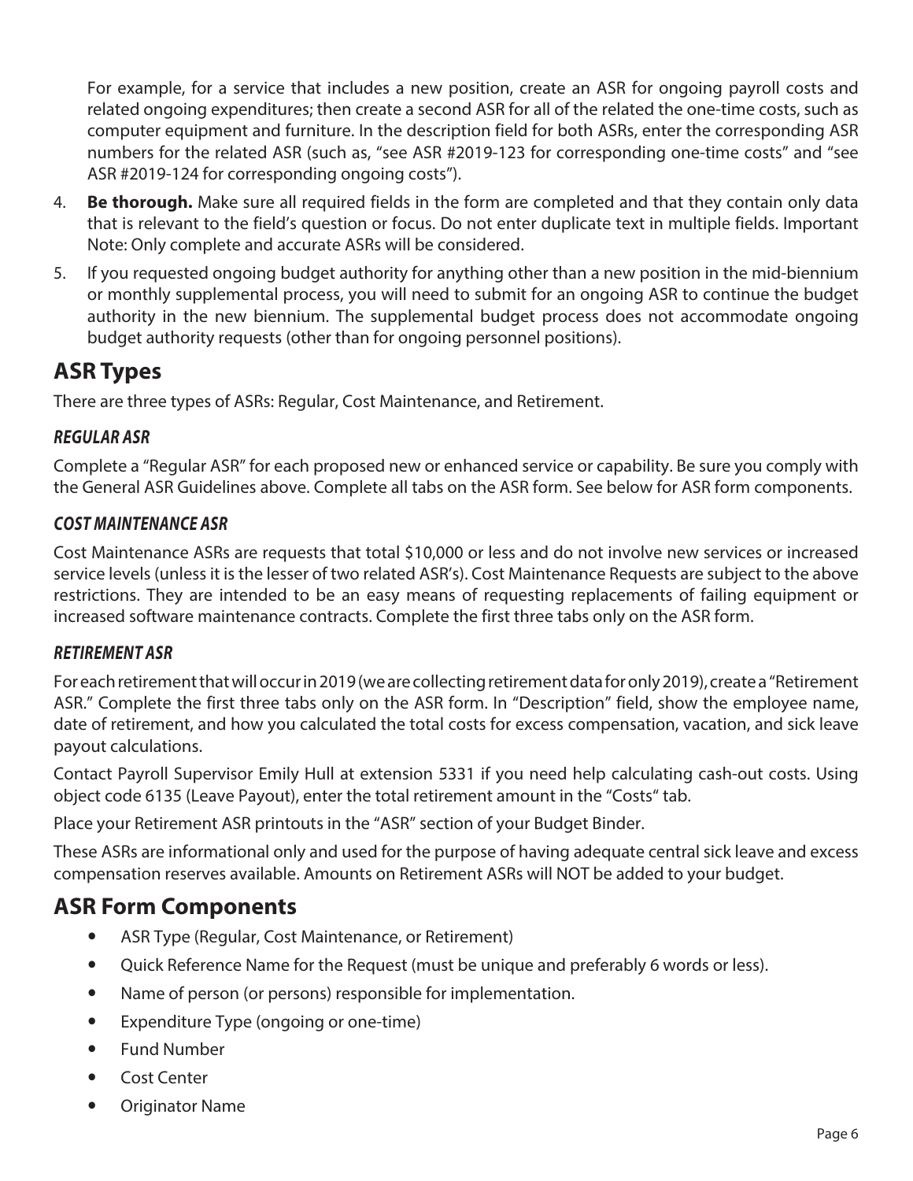For example, for a service that includes a new position, create an ASR for ongoing payroll costs and related ongoing expenditures; then create a second ASR for all of the related the one-time costs, such as computer equipment and furniture. In the description field for both ASRs, enter the corresponding ASR numbers for the related ASR (such as, "see ASR #2019-123 for corresponding one-time costs" and "see ASR #2019-124 for corresponding ongoing costs").

4. **Be thorough.** Make sure all required fields in the form are completed and that they contain only data that is relevant to the field's question or focus. Do not enter duplicate text in multiple fields. Important Note: Only complete and accurate ASRs will be considered.
5. If you requested ongoing budget authority for anything other than a new position in the mid-biennium or monthly supplemental process, you will need to submit for an ongoing ASR to continue the budget authority in the new biennium. The supplemental budget process does not accommodate ongoing budget authority requests (other than for ongoing personnel positions).

## ASR Types

There are three types of ASRs: Regular, Cost Maintenance, and Retirement.

### *REGULAR ASR*

Complete a "Regular ASR" for each proposed new or enhanced service or capability. Be sure you comply with the General ASR Guidelines above. Complete all tabs on the ASR form. See below for ASR form components.

### *COST MAINTENANCE ASR*

Cost Maintenance ASRs are requests that total $10,000 or less and do not involve new services or increased service levels (unless it is the lesser of two related ASR's). Cost Maintenance Requests are subject to the above restrictions. They are intended to be an easy means of requesting replacements of failing equipment or increased software maintenance contracts. Complete the first three tabs only on the ASR form.

### *RETIREMENT ASR*

For each retirement that will occur in 2019 (we are collecting retirement data for only 2019), create a "Retirement ASR." Complete the first three tabs only on the ASR form. In "Description" field, show the employee name, date of retirement, and how you calculated the total costs for excess compensation, vacation, and sick leave payout calculations.

Contact Payroll Supervisor Emily Hull at extension 5331 if you need help calculating cash-out costs. Using object code 6135 (Leave Payout), enter the total retirement amount in the "Costs" tab.

Place your Retirement ASR printouts in the "ASR" section of your Budget Binder.

These ASRs are informational only and used for the purpose of having adequate central sick leave and excess compensation reserves available. Amounts on Retirement ASRs will NOT be added to your budget.

## ASR Form Components

- ASR Type (Regular, Cost Maintenance, or Retirement)
- Quick Reference Name for the Request (must be unique and preferably 6 words or less).
- Name of person (or persons) responsible for implementation.
- Expenditure Type (ongoing or one-time)
- Fund Number
- Cost Center
- Originator Name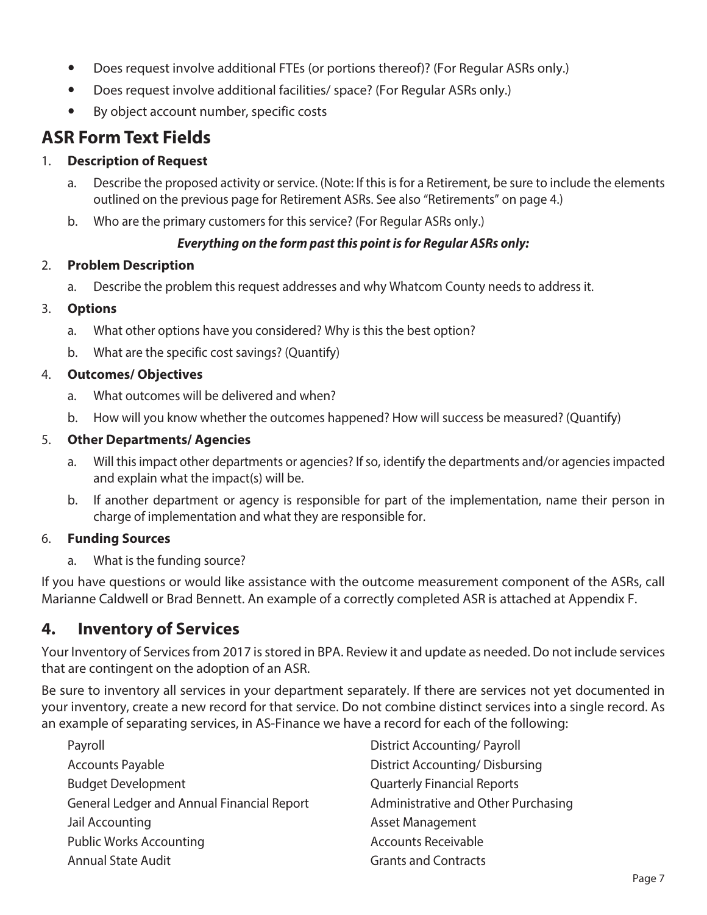- Does request involve additional FTEs (or portions thereof)? (For Regular ASRs only.)
- Does request involve additional facilities/ space? (For Regular ASRs only.)
- By object account number, specific costs

## ASR Form Text Fields

1. **Description of Request**
   a. Describe the proposed activity or service. (Note: If this is for a Retirement, be sure to include the elements outlined on the previous page for Retirement ASRs. See also "Retirements" on page 4.)
   b. Who are the primary customers for this service? (For Regular ASRs only.)

   ***Everything on the form past this point is for Regular ASRs only:***

2. **Problem Description**
   a. Describe the problem this request addresses and why Whatcom County needs to address it.
3. **Options**
   a. What other options have you considered? Why is this the best option?
   b. What are the specific cost savings? (Quantify)
4. **Outcomes/ Objectives**
   a. What outcomes will be delivered and when?
   b. How will you know whether the outcomes happened? How will success be measured? (Quantify)
5. **Other Departments/ Agencies**
   a. Will this impact other departments or agencies? If so, identify the departments and/or agencies impacted and explain what the impact(s) will be.
   b. If another department or agency is responsible for part of the implementation, name their person in charge of implementation and what they are responsible for.
6. **Funding Sources**
   a. What is the funding source?

If you have questions or would like assistance with the outcome measurement component of the ASRs, call Marianne Caldwell or Brad Bennett. An example of a correctly completed ASR is attached at Appendix F.

## 4. Inventory of Services

Your Inventory of Services from 2017 is stored in BPA. Review it and update as needed. Do not include services that are contingent on the adoption of an ASR.

Be sure to inventory all services in your department separately. If there are services not yet documented in your inventory, create a new record for that service. Do not combine distinct services into a single record. As an example of separating services, in AS-Finance we have a record for each of the following:

- Payroll
- Accounts Payable
- Budget Development
- General Ledger and Annual Financial Report
- Jail Accounting
- Public Works Accounting
- Annual State Audit
- District Accounting/ Payroll
- District Accounting/ Disbursing
- Quarterly Financial Reports
- Administrative and Other Purchasing
- Asset Management
- Accounts Receivable
- Grants and Contracts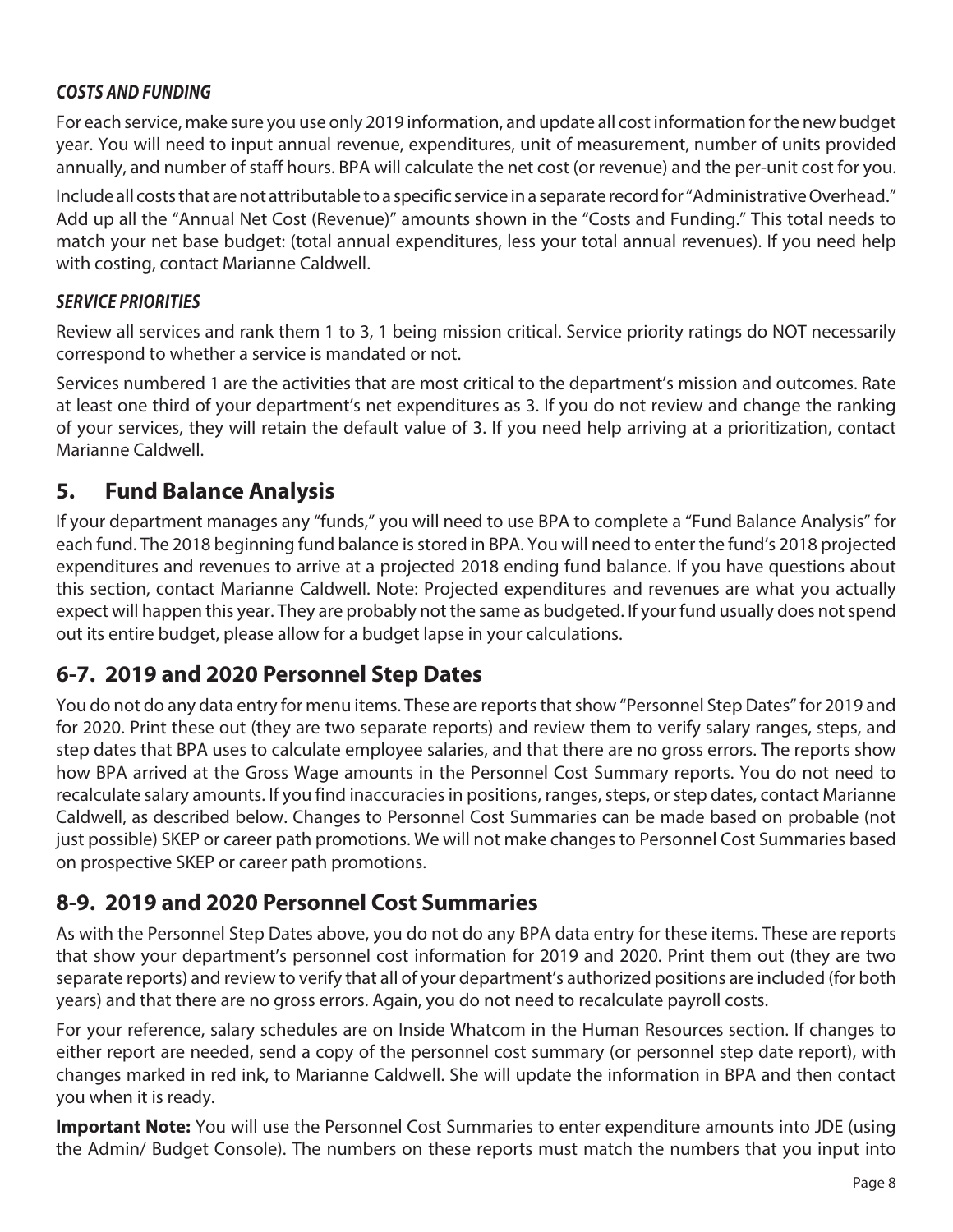### *COSTS AND FUNDING*

For each service, make sure you use only 2019 information, and update all cost information for the new budget year. You will need to input annual revenue, expenditures, unit of measurement, number of units provided annually, and number of staff hours. BPA will calculate the net cost (or revenue) and the per-unit cost for you.

Include all costs that are not attributable to a specific service in a separate record for "Administrative Overhead." Add up all the "Annual Net Cost (Revenue)" amounts shown in the "Costs and Funding." This total needs to match your net base budget: (total annual expenditures, less your total annual revenues). If you need help with costing, contact Marianne Caldwell.

### *SERVICE PRIORITIES*

Review all services and rank them 1 to 3, 1 being mission critical. Service priority ratings do NOT necessarily correspond to whether a service is mandated or not.

Services numbered 1 are the activities that are most critical to the department's mission and outcomes. Rate at least one third of your department's net expenditures as 3. If you do not review and change the ranking of your services, they will retain the default value of 3. If you need help arriving at a prioritization, contact Marianne Caldwell.

## 5. Fund Balance Analysis

If your department manages any "funds," you will need to use BPA to complete a "Fund Balance Analysis" for each fund. The 2018 beginning fund balance is stored in BPA. You will need to enter the fund's 2018 projected expenditures and revenues to arrive at a projected 2018 ending fund balance. If you have questions about this section, contact Marianne Caldwell. Note: Projected expenditures and revenues are what you actually expect will happen this year. They are probably not the same as budgeted. If your fund usually does not spend out its entire budget, please allow for a budget lapse in your calculations.

## 6-7. 2019 and 2020 Personnel Step Dates

You do not do any data entry for menu items. These are reports that show "Personnel Step Dates" for 2019 and for 2020. Print these out (they are two separate reports) and review them to verify salary ranges, steps, and step dates that BPA uses to calculate employee salaries, and that there are no gross errors. The reports show how BPA arrived at the Gross Wage amounts in the Personnel Cost Summary reports. You do not need to recalculate salary amounts. If you find inaccuracies in positions, ranges, steps, or step dates, contact Marianne Caldwell, as described below. Changes to Personnel Cost Summaries can be made based on probable (not just possible) SKEP or career path promotions. We will not make changes to Personnel Cost Summaries based on prospective SKEP or career path promotions.

## 8-9. 2019 and 2020 Personnel Cost Summaries

As with the Personnel Step Dates above, you do not do any BPA data entry for these items. These are reports that show your department's personnel cost information for 2019 and 2020. Print them out (they are two separate reports) and review to verify that all of your department's authorized positions are included (for both years) and that there are no gross errors. Again, you do not need to recalculate payroll costs.

For your reference, salary schedules are on Inside Whatcom in the Human Resources section. If changes to either report are needed, send a copy of the personnel cost summary (or personnel step date report), with changes marked in red ink, to Marianne Caldwell. She will update the information in BPA and then contact you when it is ready.

**Important Note:** You will use the Personnel Cost Summaries to enter expenditure amounts into JDE (using the Admin/ Budget Console). The numbers on these reports must match the numbers that you input into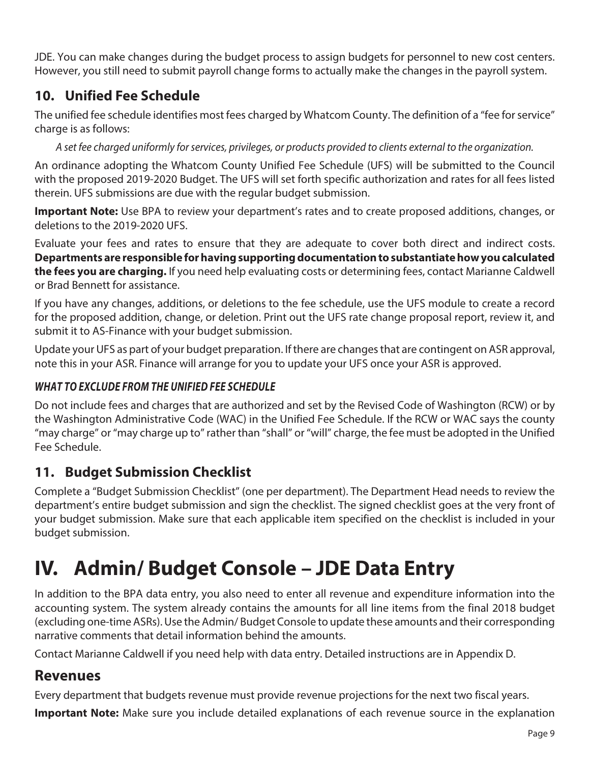JDE. You can make changes during the budget process to assign budgets for personnel to new cost centers. However, you still need to submit payroll change forms to actually make the changes in the payroll system.

## 10. Unified Fee Schedule

The unified fee schedule identifies most fees charged by Whatcom County. The definition of a "fee for service" charge is as follows:

*A set fee charged uniformly for services, privileges, or products provided to clients external to the organization.*

An ordinance adopting the Whatcom County Unified Fee Schedule (UFS) will be submitted to the Council with the proposed 2019-2020 Budget. The UFS will set forth specific authorization and rates for all fees listed therein. UFS submissions are due with the regular budget submission.

**Important Note:** Use BPA to review your department's rates and to create proposed additions, changes, or deletions to the 2019-2020 UFS.

Evaluate your fees and rates to ensure that they are adequate to cover both direct and indirect costs. **Departments are responsible for having supporting documentation to substantiate how you calculated the fees you are charging.** If you need help evaluating costs or determining fees, contact Marianne Caldwell or Brad Bennett for assistance.

If you have any changes, additions, or deletions to the fee schedule, use the UFS module to create a record for the proposed addition, change, or deletion. Print out the UFS rate change proposal report, review it, and submit it to AS-Finance with your budget submission.

Update your UFS as part of your budget preparation. If there are changes that are contingent on ASR approval, note this in your ASR. Finance will arrange for you to update your UFS once your ASR is approved.

#### *WHAT TO EXCLUDE FROM THE UNIFIED FEE SCHEDULE*

Do not include fees and charges that are authorized and set by the Revised Code of Washington (RCW) or by the Washington Administrative Code (WAC) in the Unified Fee Schedule. If the RCW or WAC says the county "may charge" or "may charge up to" rather than "shall" or "will" charge, the fee must be adopted in the Unified Fee Schedule.

## 11. Budget Submission Checklist

Complete a "Budget Submission Checklist" (one per department). The Department Head needs to review the department's entire budget submission and sign the checklist. The signed checklist goes at the very front of your budget submission. Make sure that each applicable item specified on the checklist is included in your budget submission.

# IV. Admin/ Budget Console – JDE Data Entry

In addition to the BPA data entry, you also need to enter all revenue and expenditure information into the accounting system. The system already contains the amounts for all line items from the final 2018 budget (excluding one-time ASRs). Use the Admin/ Budget Console to update these amounts and their corresponding narrative comments that detail information behind the amounts.

Contact Marianne Caldwell if you need help with data entry. Detailed instructions are in Appendix D.

## Revenues

Every department that budgets revenue must provide revenue projections for the next two fiscal years.

**Important Note:** Make sure you include detailed explanations of each revenue source in the explanation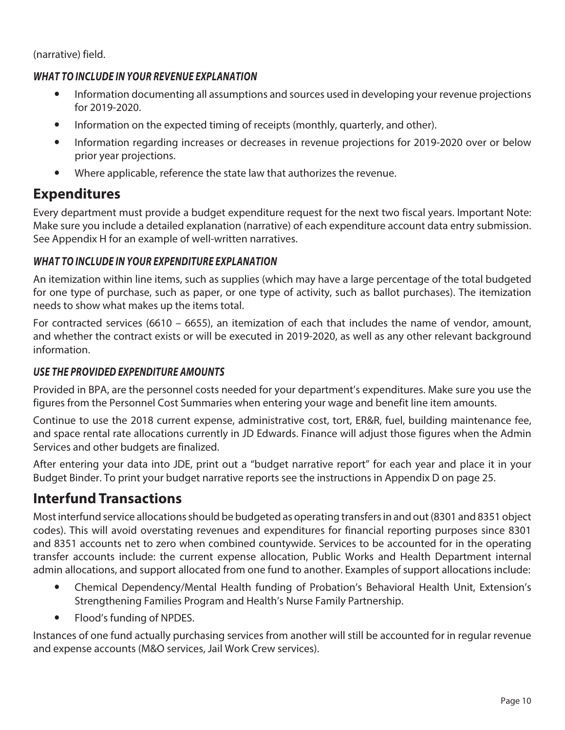(narrative) field.

### *WHAT TO INCLUDE IN YOUR REVENUE EXPLANATION*

- Information documenting all assumptions and sources used in developing your revenue projections for 2019-2020.
- Information on the expected timing of receipts (monthly, quarterly, and other).
- Information regarding increases or decreases in revenue projections for 2019-2020 over or below prior year projections.
- Where applicable, reference the state law that authorizes the revenue.

## Expenditures

Every department must provide a budget expenditure request for the next two fiscal years. Important Note: Make sure you include a detailed explanation (narrative) of each expenditure account data entry submission. See Appendix H for an example of well-written narratives.

### *WHAT TO INCLUDE IN YOUR EXPENDITURE EXPLANATION*

An itemization within line items, such as supplies (which may have a large percentage of the total budgeted for one type of purchase, such as paper, or one type of activity, such as ballot purchases). The itemization needs to show what makes up the items total.

For contracted services (6610 – 6655), an itemization of each that includes the name of vendor, amount, and whether the contract exists or will be executed in 2019-2020, as well as any other relevant background information.

### *USE THE PROVIDED EXPENDITURE AMOUNTS*

Provided in BPA, are the personnel costs needed for your department's expenditures. Make sure you use the figures from the Personnel Cost Summaries when entering your wage and benefit line item amounts.

Continue to use the 2018 current expense, administrative cost, tort, ER&R, fuel, building maintenance fee, and space rental rate allocations currently in JD Edwards. Finance will adjust those figures when the Admin Services and other budgets are finalized.

After entering your data into JDE, print out a "budget narrative report" for each year and place it in your Budget Binder. To print your budget narrative reports see the instructions in Appendix D on page 25.

## Interfund Transactions

Most interfund service allocations should be budgeted as operating transfers in and out (8301 and 8351 object codes). This will avoid overstating revenues and expenditures for financial reporting purposes since 8301 and 8351 accounts net to zero when combined countywide. Services to be accounted for in the operating transfer accounts include: the current expense allocation, Public Works and Health Department internal admin allocations, and support allocated from one fund to another. Examples of support allocations include:

- Chemical Dependency/Mental Health funding of Probation's Behavioral Health Unit, Extension's Strengthening Families Program and Health's Nurse Family Partnership.
- Flood's funding of NPDES.

Instances of one fund actually purchasing services from another will still be accounted for in regular revenue and expense accounts (M&O services, Jail Work Crew services).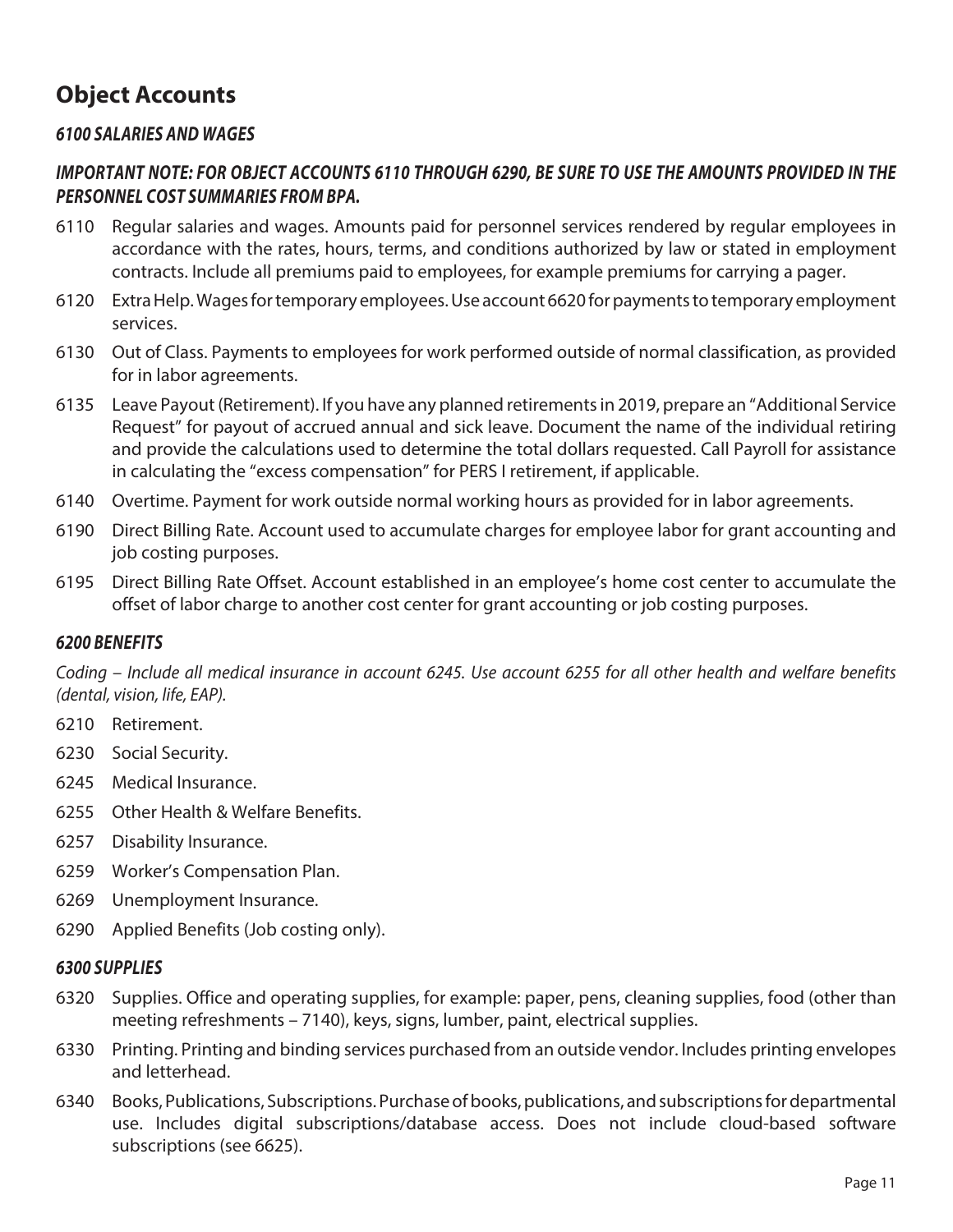# Object Accounts

### *6100 SALARIES AND WAGES*

### *IMPORTANT NOTE: FOR OBJECT ACCOUNTS 6110 THROUGH 6290, BE SURE TO USE THE AMOUNTS PROVIDED IN THE PERSONNEL COST SUMMARIES FROM BPA.*

6110 Regular salaries and wages. Amounts paid for personnel services rendered by regular employees in accordance with the rates, hours, terms, and conditions authorized by law or stated in employment contracts. Include all premiums paid to employees, for example premiums for carrying a pager.

6120 Extra Help. Wages for temporary employees. Use account 6620 for payments to temporary employment services.

6130 Out of Class. Payments to employees for work performed outside of normal classification, as provided for in labor agreements.

6135 Leave Payout (Retirement). If you have any planned retirements in 2019, prepare an "Additional Service Request" for payout of accrued annual and sick leave. Document the name of the individual retiring and provide the calculations used to determine the total dollars requested. Call Payroll for assistance in calculating the "excess compensation" for PERS I retirement, if applicable.

6140 Overtime. Payment for work outside normal working hours as provided for in labor agreements.

6190 Direct Billing Rate. Account used to accumulate charges for employee labor for grant accounting and job costing purposes.

6195 Direct Billing Rate Offset. Account established in an employee's home cost center to accumulate the offset of labor charge to another cost center for grant accounting or job costing purposes.

### *6200 BENEFITS*

*Coding – Include all medical insurance in account 6245. Use account 6255 for all other health and welfare benefits (dental, vision, life, EAP).*

6210 Retirement.

6230 Social Security.

6245 Medical Insurance.

6255 Other Health & Welfare Benefits.

6257 Disability Insurance.

6259 Worker's Compensation Plan.

6269 Unemployment Insurance.

6290 Applied Benefits (Job costing only).

### *6300 SUPPLIES*

6320 Supplies. Office and operating supplies, for example: paper, pens, cleaning supplies, food (other than meeting refreshments – 7140), keys, signs, lumber, paint, electrical supplies.

6330 Printing. Printing and binding services purchased from an outside vendor. Includes printing envelopes and letterhead.

6340 Books, Publications, Subscriptions. Purchase of books, publications, and subscriptions for departmental use. Includes digital subscriptions/database access. Does not include cloud-based software subscriptions (see 6625).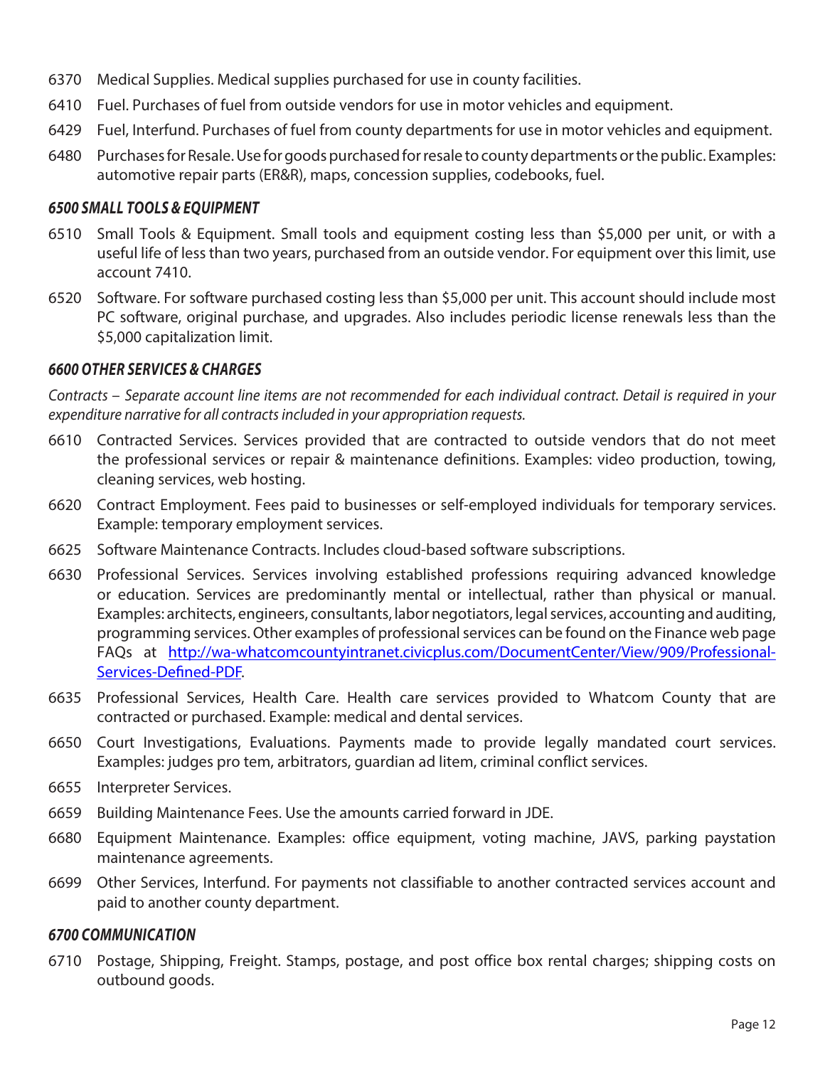6370 Medical Supplies. Medical supplies purchased for use in county facilities.

6410 Fuel. Purchases of fuel from outside vendors for use in motor vehicles and equipment.

6429 Fuel, Interfund. Purchases of fuel from county departments for use in motor vehicles and equipment.

6480 Purchases for Resale. Use for goods purchased for resale to county departments or the public. Examples: automotive repair parts (ER&R), maps, concession supplies, codebooks, fuel.

### *6500 SMALL TOOLS & EQUIPMENT*

6510 Small Tools & Equipment. Small tools and equipment costing less than $5,000 per unit, or with a useful life of less than two years, purchased from an outside vendor. For equipment over this limit, use account 7410.

6520 Software. For software purchased costing less than $5,000 per unit. This account should include most PC software, original purchase, and upgrades. Also includes periodic license renewals less than the $5,000 capitalization limit.

### *6600 OTHER SERVICES & CHARGES*

*Contracts – Separate account line items are not recommended for each individual contract. Detail is required in your expenditure narrative for all contracts included in your appropriation requests.*

6610 Contracted Services. Services provided that are contracted to outside vendors that do not meet the professional services or repair & maintenance definitions. Examples: video production, towing, cleaning services, web hosting.

6620 Contract Employment. Fees paid to businesses or self-employed individuals for temporary services. Example: temporary employment services.

6625 Software Maintenance Contracts. Includes cloud-based software subscriptions.

6630 Professional Services. Services involving established professions requiring advanced knowledge or education. Services are predominantly mental or intellectual, rather than physical or manual. Examples: architects, engineers, consultants, labor negotiators, legal services, accounting and auditing, programming services. Other examples of professional services can be found on the Finance web page FAQs at [http://wa-whatcomcountyintranet.civicplus.com/DocumentCenter/View/909/Professional-Services-Defined-PDF](http://wa-whatcomcountyintranet.civicplus.com/DocumentCenter/View/909/Professional-Services-Defined-PDF).

6635 Professional Services, Health Care. Health care services provided to Whatcom County that are contracted or purchased. Example: medical and dental services.

6650 Court Investigations, Evaluations. Payments made to provide legally mandated court services. Examples: judges pro tem, arbitrators, guardian ad litem, criminal conflict services.

6655 Interpreter Services.

6659 Building Maintenance Fees. Use the amounts carried forward in JDE.

6680 Equipment Maintenance. Examples: office equipment, voting machine, JAVS, parking paystation maintenance agreements.

6699 Other Services, Interfund. For payments not classifiable to another contracted services account and paid to another county department.

### *6700 COMMUNICATION*

6710 Postage, Shipping, Freight. Stamps, postage, and post office box rental charges; shipping costs on outbound goods.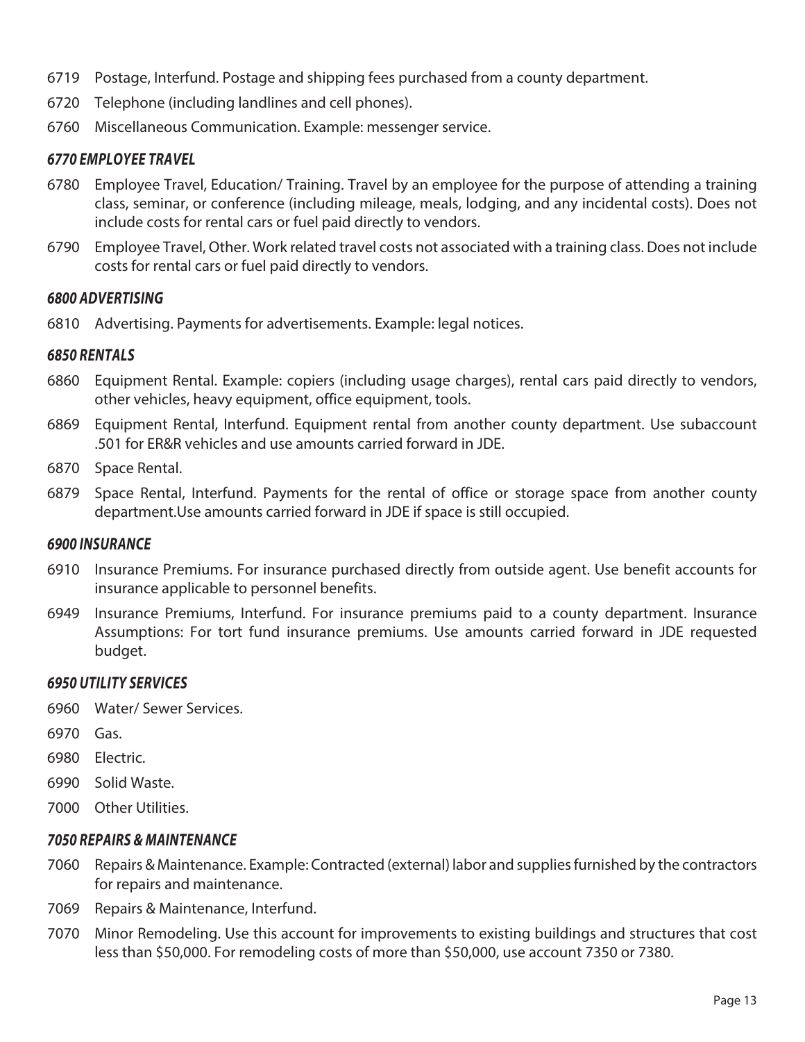6719 Postage, Interfund. Postage and shipping fees purchased from a county department.

6720 Telephone (including landlines and cell phones).

6760 Miscellaneous Communication. Example: messenger service.

### *6770 EMPLOYEE TRAVEL*

6780 Employee Travel, Education/ Training. Travel by an employee for the purpose of attending a training class, seminar, or conference (including mileage, meals, lodging, and any incidental costs). Does not include costs for rental cars or fuel paid directly to vendors.

6790 Employee Travel, Other. Work related travel costs not associated with a training class. Does not include costs for rental cars or fuel paid directly to vendors.

### *6800 ADVERTISING*

6810 Advertising. Payments for advertisements. Example: legal notices.

### *6850 RENTALS*

6860 Equipment Rental. Example: copiers (including usage charges), rental cars paid directly to vendors, other vehicles, heavy equipment, office equipment, tools.

6869 Equipment Rental, Interfund. Equipment rental from another county department. Use subaccount .501 for ER&R vehicles and use amounts carried forward in JDE.

6870 Space Rental.

6879 Space Rental, Interfund. Payments for the rental of office or storage space from another county department.Use amounts carried forward in JDE if space is still occupied.

### *6900 INSURANCE*

6910 Insurance Premiums. For insurance purchased directly from outside agent. Use benefit accounts for insurance applicable to personnel benefits.

6949 Insurance Premiums, Interfund. For insurance premiums paid to a county department. Insurance Assumptions: For tort fund insurance premiums. Use amounts carried forward in JDE requested budget.

### *6950 UTILITY SERVICES*

6960 Water/ Sewer Services.

6970 Gas.

6980 Electric.

6990 Solid Waste.

7000 Other Utilities.

### *7050 REPAIRS & MAINTENANCE*

7060 Repairs & Maintenance. Example: Contracted (external) labor and supplies furnished by the contractors for repairs and maintenance.

7069 Repairs & Maintenance, Interfund.

7070 Minor Remodeling. Use this account for improvements to existing buildings and structures that cost less than $50,000. For remodeling costs of more than $50,000, use account 7350 or 7380.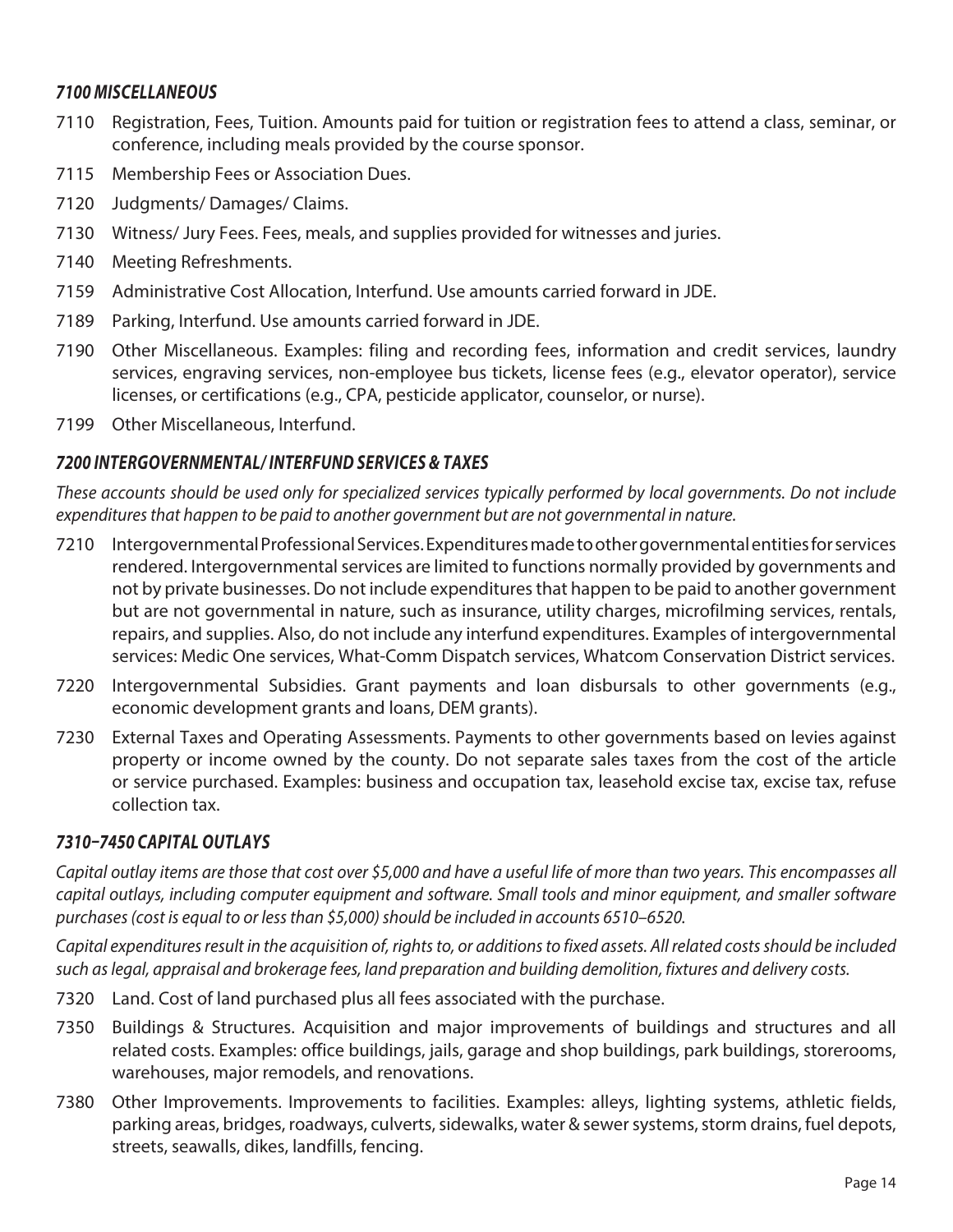### *7100 MISCELLANEOUS*

7110 Registration, Fees, Tuition. Amounts paid for tuition or registration fees to attend a class, seminar, or conference, including meals provided by the course sponsor.

7115 Membership Fees or Association Dues.

7120 Judgments/ Damages/ Claims.

7130 Witness/ Jury Fees. Fees, meals, and supplies provided for witnesses and juries.

7140 Meeting Refreshments.

7159 Administrative Cost Allocation, Interfund. Use amounts carried forward in JDE.

7189 Parking, Interfund. Use amounts carried forward in JDE.

7190 Other Miscellaneous. Examples: filing and recording fees, information and credit services, laundry services, engraving services, non-employee bus tickets, license fees (e.g., elevator operator), service licenses, or certifications (e.g., CPA, pesticide applicator, counselor, or nurse).

7199 Other Miscellaneous, Interfund.

### *7200 INTERGOVERNMENTAL/ INTERFUND SERVICES & TAXES*

*These accounts should be used only for specialized services typically performed by local governments. Do not include expenditures that happen to be paid to another government but are not governmental in nature.*

7210 Intergovernmental Professional Services. Expenditures made to other governmental entities for services rendered. Intergovernmental services are limited to functions normally provided by governments and not by private businesses. Do not include expenditures that happen to be paid to another government but are not governmental in nature, such as insurance, utility charges, microfilming services, rentals, repairs, and supplies. Also, do not include any interfund expenditures. Examples of intergovernmental services: Medic One services, What-Comm Dispatch services, Whatcom Conservation District services.

7220 Intergovernmental Subsidies. Grant payments and loan disbursals to other governments (e.g., economic development grants and loans, DEM grants).

7230 External Taxes and Operating Assessments. Payments to other governments based on levies against property or income owned by the county. Do not separate sales taxes from the cost of the article or service purchased. Examples: business and occupation tax, leasehold excise tax, excise tax, refuse collection tax.

### *7310–7450 CAPITAL OUTLAYS*

*Capital outlay items are those that cost over $5,000 and have a useful life of more than two years. This encompasses all capital outlays, including computer equipment and software. Small tools and minor equipment, and smaller software purchases (cost is equal to or less than $5,000) should be included in accounts 6510–6520.*

*Capital expenditures result in the acquisition of, rights to, or additions to fixed assets. All related costs should be included such as legal, appraisal and brokerage fees, land preparation and building demolition, fixtures and delivery costs.*

7320 Land. Cost of land purchased plus all fees associated with the purchase.

7350 Buildings & Structures. Acquisition and major improvements of buildings and structures and all related costs. Examples: office buildings, jails, garage and shop buildings, park buildings, storerooms, warehouses, major remodels, and renovations.

7380 Other Improvements. Improvements to facilities. Examples: alleys, lighting systems, athletic fields, parking areas, bridges, roadways, culverts, sidewalks, water & sewer systems, storm drains, fuel depots, streets, seawalls, dikes, landfills, fencing.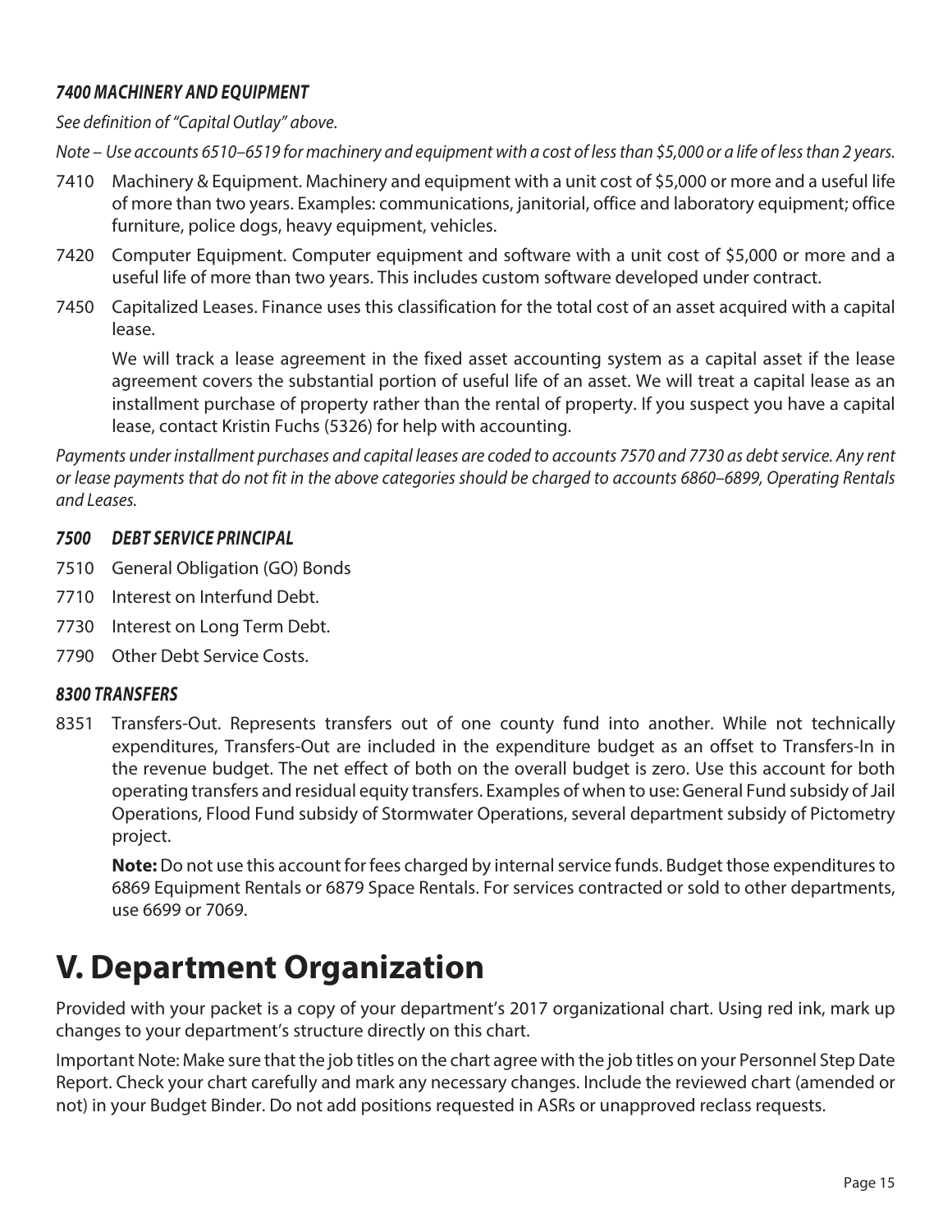### *7400 MACHINERY AND EQUIPMENT*

*See definition of "Capital Outlay" above.*

*Note – Use accounts 6510–6519 for machinery and equipment with a cost of less than $5,000 or a life of less than 2 years.*

7410 Machinery & Equipment. Machinery and equipment with a unit cost of $5,000 or more and a useful life of more than two years. Examples: communications, janitorial, office and laboratory equipment; office furniture, police dogs, heavy equipment, vehicles.

7420 Computer Equipment. Computer equipment and software with a unit cost of $5,000 or more and a useful life of more than two years. This includes custom software developed under contract.

7450 Capitalized Leases. Finance uses this classification for the total cost of an asset acquired with a capital lease.

We will track a lease agreement in the fixed asset accounting system as a capital asset if the lease agreement covers the substantial portion of useful life of an asset. We will treat a capital lease as an installment purchase of property rather than the rental of property. If you suspect you have a capital lease, contact Kristin Fuchs (5326) for help with accounting.

*Payments under installment purchases and capital leases are coded to accounts 7570 and 7730 as debt service. Any rent or lease payments that do not fit in the above categories should be charged to accounts 6860–6899, Operating Rentals and Leases.*

### *7500 DEBT SERVICE PRINCIPAL*

7510 General Obligation (GO) Bonds

7710 Interest on Interfund Debt.

7730 Interest on Long Term Debt.

7790 Other Debt Service Costs.

### *8300 TRANSFERS*

8351 Transfers-Out. Represents transfers out of one county fund into another. While not technically expenditures, Transfers-Out are included in the expenditure budget as an offset to Transfers-In in the revenue budget. The net effect of both on the overall budget is zero. Use this account for both operating transfers and residual equity transfers. Examples of when to use: General Fund subsidy of Jail Operations, Flood Fund subsidy of Stormwater Operations, several department subsidy of Pictometry project.

**Note:** Do not use this account for fees charged by internal service funds. Budget those expenditures to 6869 Equipment Rentals or 6879 Space Rentals. For services contracted or sold to other departments, use 6699 or 7069.

# V. Department Organization

Provided with your packet is a copy of your department's 2017 organizational chart. Using red ink, mark up changes to your department's structure directly on this chart.

Important Note: Make sure that the job titles on the chart agree with the job titles on your Personnel Step Date Report. Check your chart carefully and mark any necessary changes. Include the reviewed chart (amended or not) in your Budget Binder. Do not add positions requested in ASRs or unapproved reclass requests.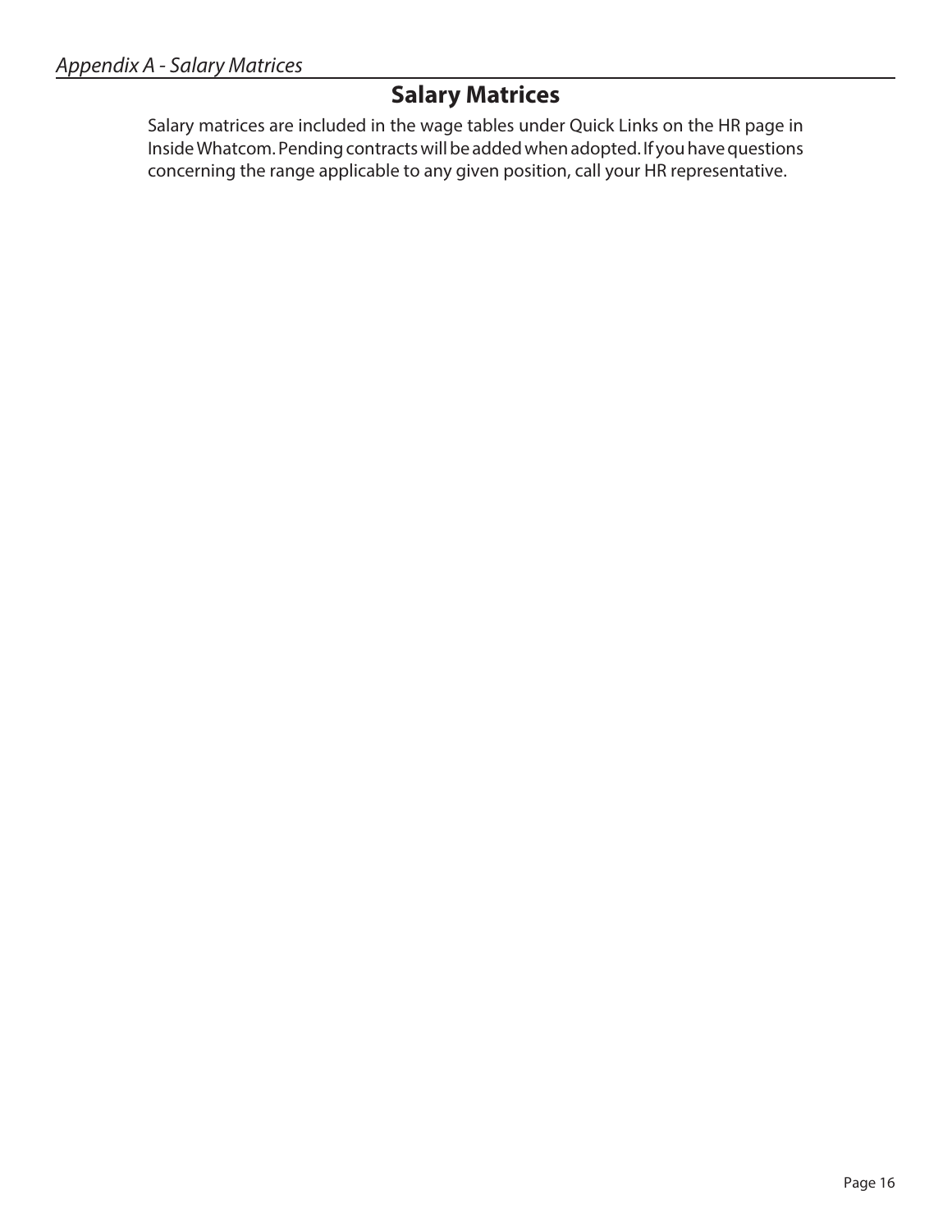# Salary Matrices

Salary matrices are included in the wage tables under Quick Links on the HR page in Inside Whatcom. Pending contracts will be added when adopted. If you have questions concerning the range applicable to any given position, call your HR representative.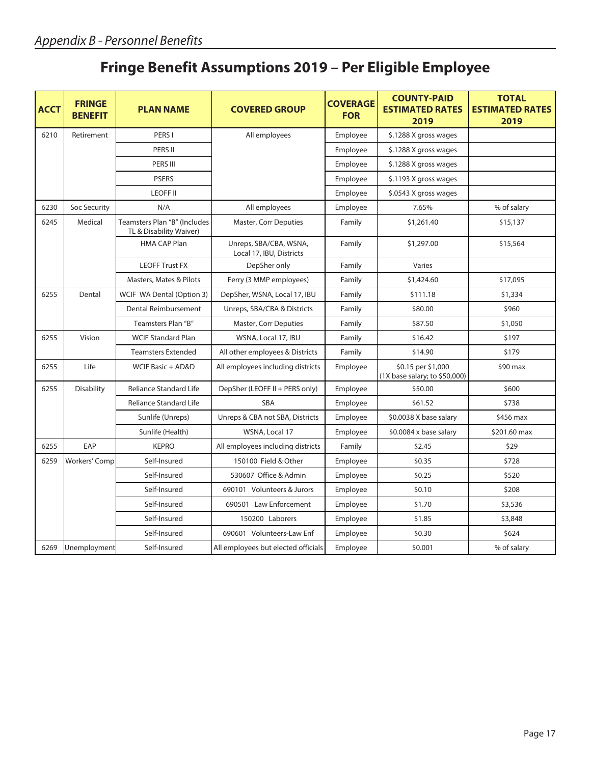*Appendix B - Personnel Benefits*

# Fringe Benefit Assumptions 2019 – Per Eligible Employee

| ACCT | FRINGE BENEFIT | PLAN NAME | COVERED GROUP | COVERAGE FOR | COUNTY-PAID ESTIMATED RATES 2019 | TOTAL ESTIMATED RATES 2019 |
|---|---|---|---|---|---|---|
| 6210 | Retirement | PERS I | All employees | Employee | $.1288 X gross wages | |
| | | PERS II | | Employee | $.1288 X gross wages | |
| | | PERS III | | Employee | $.1288 X gross wages | |
| | | PSERS | | Employee | $.1193 X gross wages | |
| | | LEOFF II | | Employee | $.0543 X gross wages | |
| 6230 | Soc Security | N/A | All employees | Employee | 7.65% | % of salary |
| 6245 | Medical | Teamsters Plan "B" (Includes TL & Disability Waiver) | Master, Corr Deputies | Family | $1,261.40 | $15,137 |
| | | HMA CAP Plan | Unreps, SBA/CBA, WSNA, Local 17, IBU, Districts | Family | $1,297.00 | $15,564 |
| | | LEOFF Trust FX | DepSher only | Family | Varies | |
| | | Masters, Mates & Pilots | Ferry (3 MMP employees) | Family | $1,424.60 | $17,095 |
| 6255 | Dental | WCIF WA Dental (Option 3) | DepSher, WSNA, Local 17, IBU | Family | $111.18 | $1,334 |
| | | Dental Reimbursement | Unreps, SBA/CBA & Districts | Family | $80.00 | $960 |
| | | Teamsters Plan "B" | Master, Corr Deputies | Family | $87.50 | $1,050 |
| 6255 | Vision | WCIF Standard Plan | WSNA, Local 17, IBU | Family | $16.42 | $197 |
| | | Teamsters Extended | All other employees & Districts | Family | $14.90 | $179 |
| 6255 | Life | WCIF Basic + AD&D | All employees including districts | Employee | $0.15 per $1,000 (1X base salary; to $50,000) | $90 max |
| 6255 | Disability | Reliance Standard Life | DepSher (LEOFF II + PERS only) | Employee | $50.00 | $600 |
| | | Reliance Standard Life | SBA | Employee | $61.52 | $738 |
| | | Sunlife (Unreps) | Unreps & CBA not SBA, Districts | Employee | $0.0038 X base salary | $456 max |
| | | Sunlife (Health) | WSNA, Local 17 | Employee | $0.0084 x base salary | $201.60 max |
| 6255 | EAP | KEPRO | All employees including districts | Family | $2.45 | $29 |
| 6259 | Workers' Comp | Self-Insured | 150100 Field & Other | Employee | $0.35 | $728 |
| | | Self-Insured | 530607 Office & Admin | Employee | $0.25 | $520 |
| | | Self-Insured | 690101 Volunteers & Jurors | Employee | $0.10 | $208 |
| | | Self-Insured | 690501 Law Enforcement | Employee | $1.70 | $3,536 |
| | | Self-Insured | 150200 Laborers | Employee | $1.85 | $3,848 |
| | | Self-Insured | 690601 Volunteers-Law Enf | Employee | $0.30 | $624 |
| 6269 | Unemployment | Self-Insured | All employees but elected officials | Employee | $0.001 | % of salary |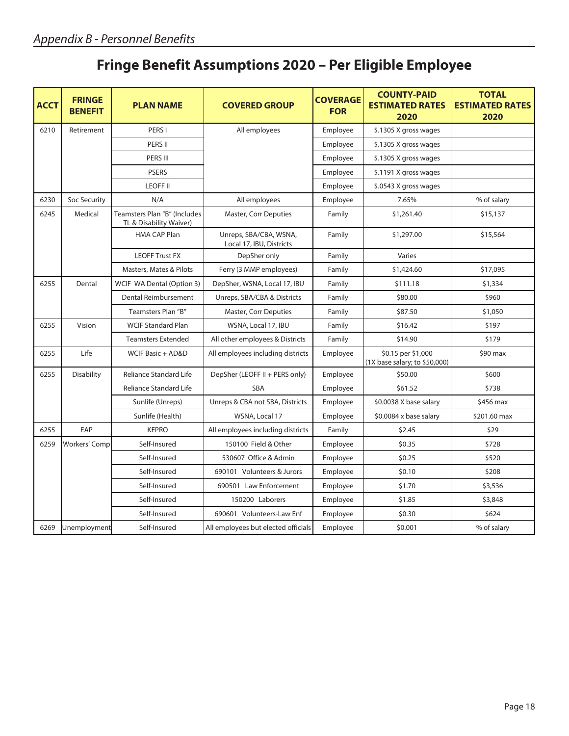# Fringe Benefit Assumptions 2020 – Per Eligible Employee

| ACCT | FRINGE BENEFIT | PLAN NAME | COVERED GROUP | COVERAGE FOR | COUNTY-PAID ESTIMATED RATES 2020 | TOTAL ESTIMATED RATES 2020 |
|---|---|---|---|---|---|---|
| 6210 | Retirement | PERS I | All employees | Employee | $.1305 X gross wages | |
| | | PERS II | | Employee | $.1305 X gross wages | |
| | | PERS III | | Employee | $.1305 X gross wages | |
| | | PSERS | | Employee | $.1191 X gross wages | |
| | | LEOFF II | | Employee | $.0543 X gross wages | |
| 6230 | Soc Security | N/A | All employees | Employee | 7.65% | % of salary |
| 6245 | Medical | Teamsters Plan "B" (Includes TL & Disability Waiver) | Master, Corr Deputies | Family | $1,261.40 | $15,137 |
| | | HMA CAP Plan | Unreps, SBA/CBA, WSNA, Local 17, IBU, Districts | Family | $1,297.00 | $15,564 |
| | | LEOFF Trust FX | DepSher only | Family | Varies | |
| | | Masters, Mates & Pilots | Ferry (3 MMP employees) | Family | $1,424.60 | $17,095 |
| 6255 | Dental | WCIF WA Dental (Option 3) | DepSher, WSNA, Local 17, IBU | Family | $111.18 | $1,334 |
| | | Dental Reimbursement | Unreps, SBA/CBA & Districts | Family | $80.00 | $960 |
| | | Teamsters Plan "B" | Master, Corr Deputies | Family | $87.50 | $1,050 |
| 6255 | Vision | WCIF Standard Plan | WSNA, Local 17, IBU | Family | $16.42 | $197 |
| | | Teamsters Extended | All other employees & Districts | Family | $14.90 | $179 |
| 6255 | Life | WCIF Basic + AD&D | All employees including districts | Employee | $0.15 per $1,000 (1X base salary; to $50,000) | $90 max |
| 6255 | Disability | Reliance Standard Life | DepSher (LEOFF II + PERS only) | Employee | $50.00 | $600 |
| | | Reliance Standard Life | SBA | Employee | $61.52 | $738 |
| | | Sunlife (Unreps) | Unreps & CBA not SBA, Districts | Employee | $0.0038 X base salary | $456 max |
| | | Sunlife (Health) | WSNA, Local 17 | Employee | $0.0084 x base salary | $201.60 max |
| 6255 | EAP | KEPRO | All employees including districts | Family | $2.45 | $29 |
| 6259 | Workers' Comp | Self-Insured | 150100 Field & Other | Employee | $0.35 | $728 |
| | | Self-Insured | 530607 Office & Admin | Employee | $0.25 | $520 |
| | | Self-Insured | 690101 Volunteers & Jurors | Employee | $0.10 | $208 |
| | | Self-Insured | 690501 Law Enforcement | Employee | $1.70 | $3,536 |
| | | Self-Insured | 150200 Laborers | Employee | $1.85 | $3,848 |
| | | Self-Insured | 690601 Volunteers-Law Enf | Employee | $0.30 | $624 |
| 6269 | Unemployment | Self-Insured | All employees but elected officials | Employee | $0.001 | % of salary |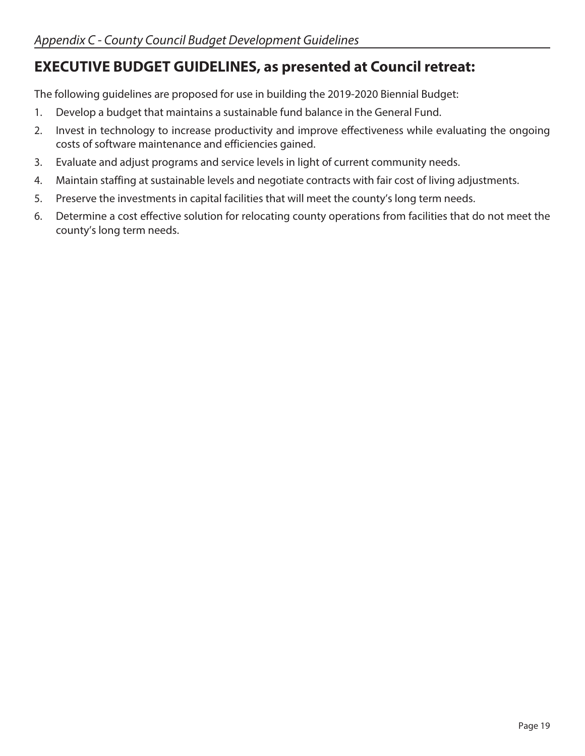*Appendix C - County Council Budget Development Guidelines*

## EXECUTIVE BUDGET GUIDELINES, as presented at Council retreat:

The following guidelines are proposed for use in building the 2019-2020 Biennial Budget:

1. Develop a budget that maintains a sustainable fund balance in the General Fund.
2. Invest in technology to increase productivity and improve effectiveness while evaluating the ongoing costs of software maintenance and efficiencies gained.
3. Evaluate and adjust programs and service levels in light of current community needs.
4. Maintain staffing at sustainable levels and negotiate contracts with fair cost of living adjustments.
5. Preserve the investments in capital facilities that will meet the county's long term needs.
6. Determine a cost effective solution for relocating county operations from facilities that do not meet the county's long term needs.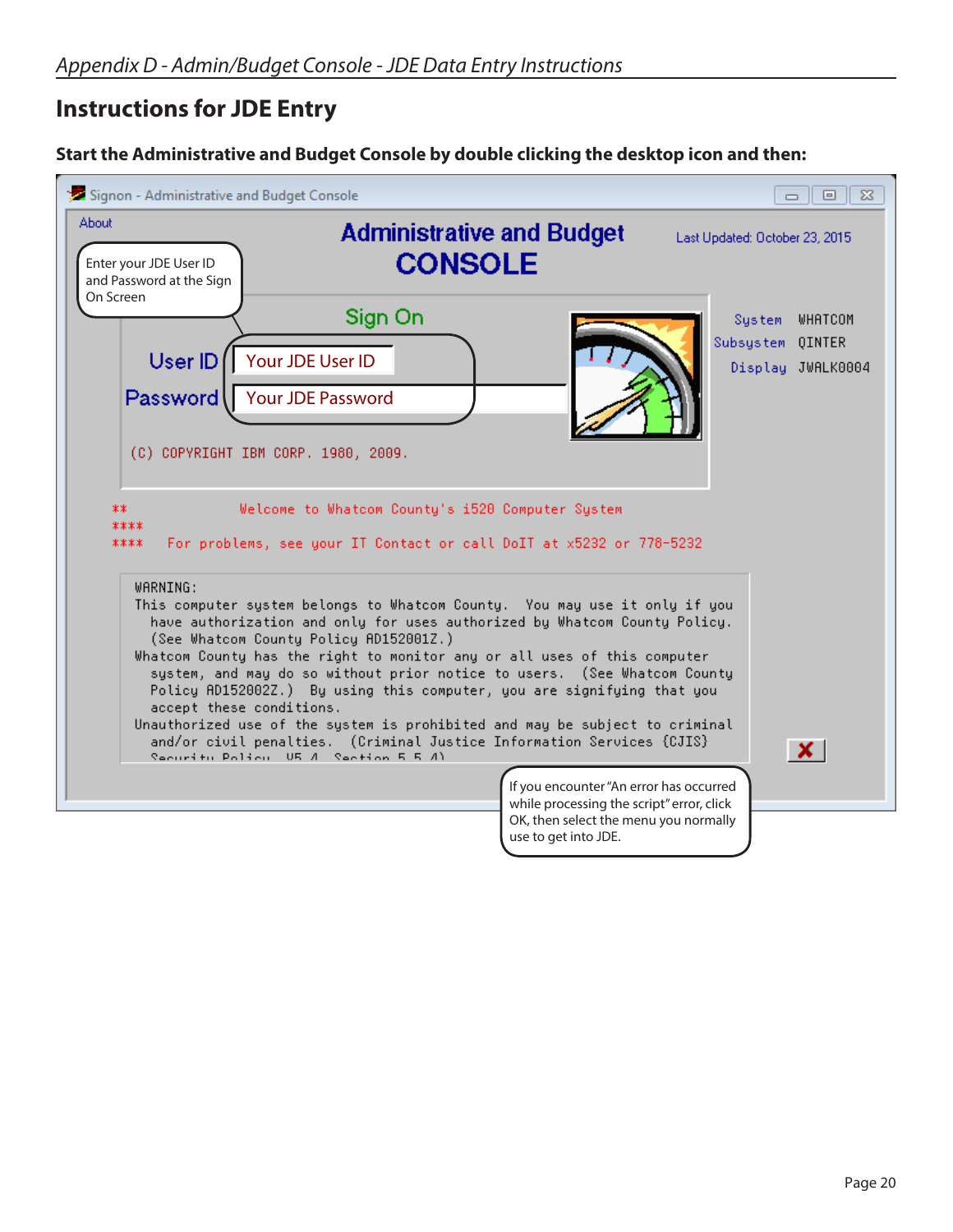## Instructions for JDE Entry

**Start the Administrative and Budget Console by double clicking the desktop icon and then:**

Signon - Administrative and Budget Console

About

Administrative and Budget
CONSOLE

Last Updated: October 23, 2015

Enter your JDE User ID and Password at the Sign On Screen

Sign On

User ID: Your JDE User ID

Password: Your JDE Password

System WHATCOM
Subsystem QINTER
Display JWALK0004

(C) COPYRIGHT IBM CORP. 1980, 2009.

** Welcome to Whatcom County's i520 Computer System
****
**** For problems, see your IT Contact or call DoIT at x5232 or 778-5232

```
WARNING:
This computer system belongs to Whatcom County.  You may use it only if you
  have authorization and only for uses authorized by Whatcom County Policy.
  (See Whatcom County Policy AD152001Z.)
Whatcom County has the right to monitor any or all uses of this computer
  system, and may do so without prior notice to users.  (See Whatcom County
  Policy AD152002Z.)  By using this computer, you are signifying that you
  accept these conditions.
Unauthorized use of the system is prohibited and may be subject to criminal
  and/or civil penalties.  (Criminal Justice Information Services {CJIS}
  Security Policy  V5.4  Section 5.5.4)
```

If you encounter "An error has occurred while processing the script" error, click OK, then select the menu you normally use to get into JDE.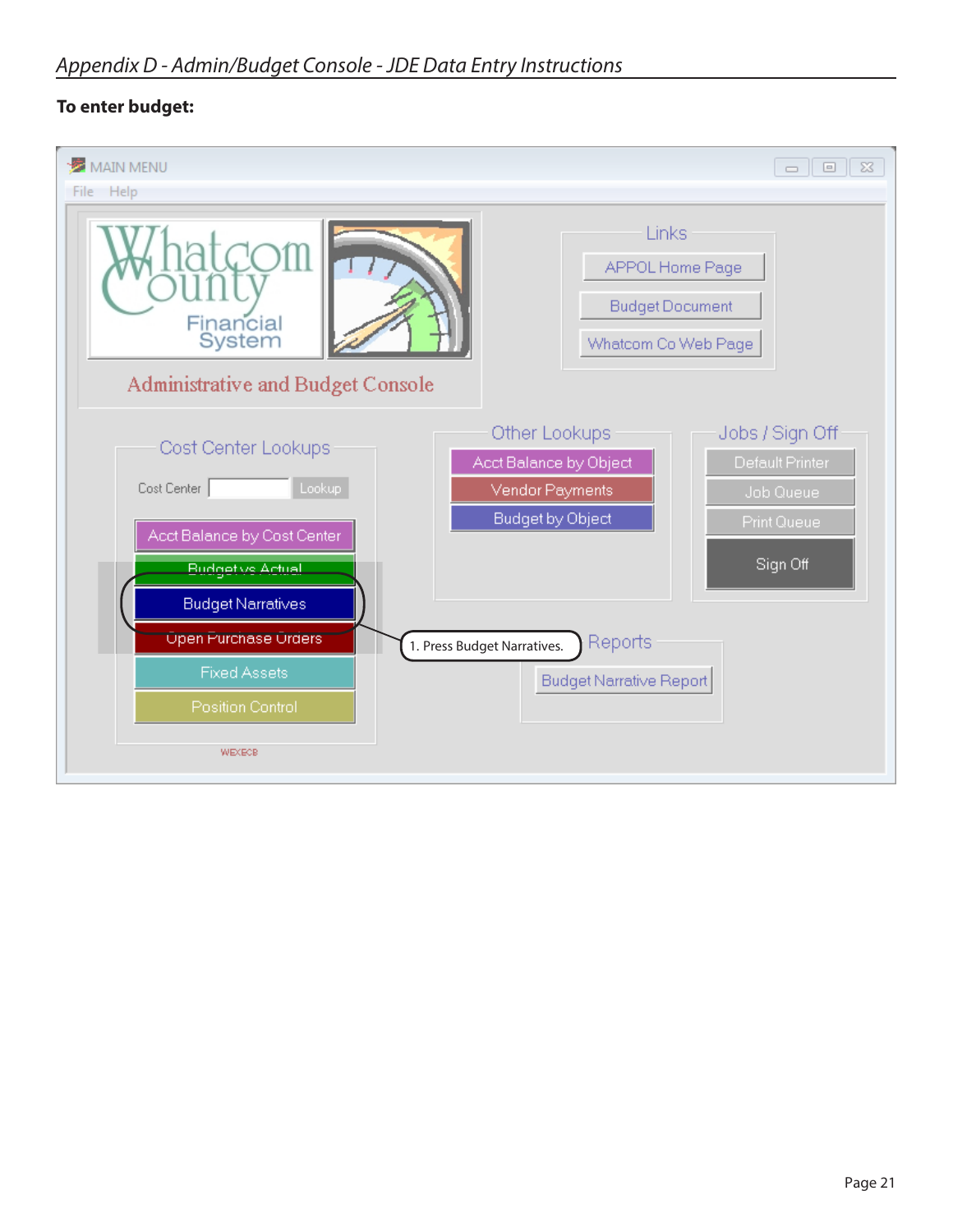**To enter budget:**

MAIN MENU

File Help

Whatcom County Financial System

Administrative and Budget Console

Links

APPOL Home Page

Budget Document

Whatcom Co Web Page

Cost Center Lookups

Cost Center Lookup

Acct Balance by Cost Center

Budget vs Actual

Budget Narratives

Open Purchase Orders

Fixed Assets

Position Control

WEXECB

Other Lookups

Acct Balance by Object

Vendor Payments

Budget by Object

Jobs / Sign Off

Default Printer

Job Queue

Print Queue

Sign Off

Reports

Budget Narrative Report

1. Press Budget Narratives.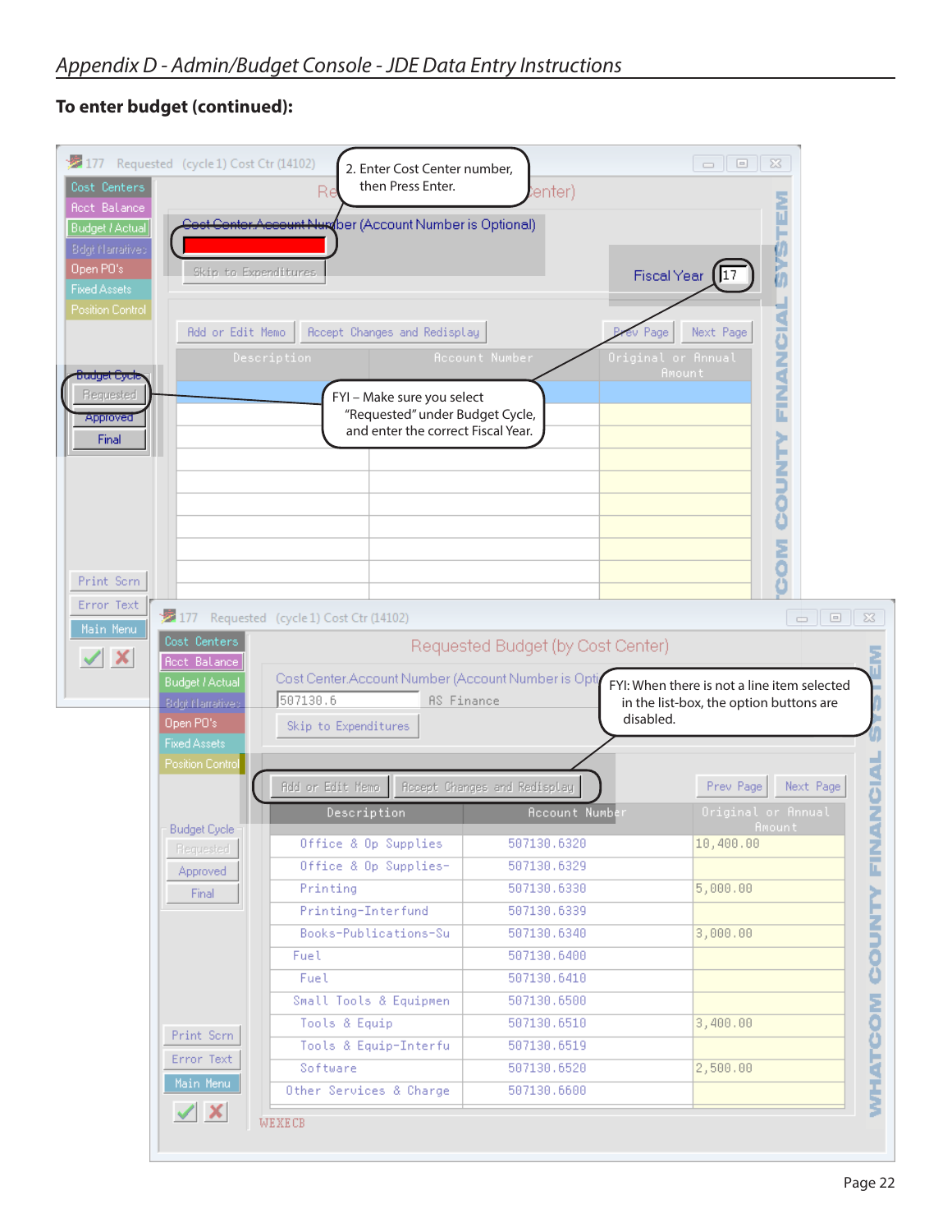## To enter budget (continued):

177 Requested (cycle 1) Cost Ctr (14102)

2. Enter Cost Center number, then Press Enter.

Cost Center.Account Number (Account Number is Optional)

Skip to Expenditures

Fiscal Year 17

Add or Edit Memo | Accept Changes and Redisplay | Prev Page | Next Page

Description | Account Number | Original or Annual Amount

Budget Cycle: Requested / Approved / Final

FYI – Make sure you select "Requested" under Budget Cycle, and enter the correct Fiscal Year.

177 Requested (cycle 1) Cost Ctr (14102)

Requested Budget (by Cost Center)

Cost Center.Account Number (Account Number is Optional)

507130.6 AS Finance

Skip to Expenditures

FYI: When there is not a line item selected in the list-box, the option buttons are disabled.

Add or Edit Memo | Accept Changes and Redisplay | Prev Page | Next Page

| Description | Account Number | Original or Annual Amount |
|---|---|---|
| Office & Op Supplies | 507130.6320 | 10,400.00 |
| Office & Op Supplies- | 507130.6329 | |
| Printing | 507130.6330 | 5,000.00 |
| Printing-Interfund | 507130.6339 | |
| Books-Publications-Su | 507130.6340 | 3,000.00 |
| Fuel | 507130.6400 | |
| Fuel | 507130.6410 | |
| Small Tools & Equipmen | 507130.6500 | |
| Tools & Equip | 507130.6510 | 3,400.00 |
| Tools & Equip-Interfu | 507130.6519 | |
| Software | 507130.6520 | 2,500.00 |
| Other Services & Charge | 507130.6600 | |

WEXECB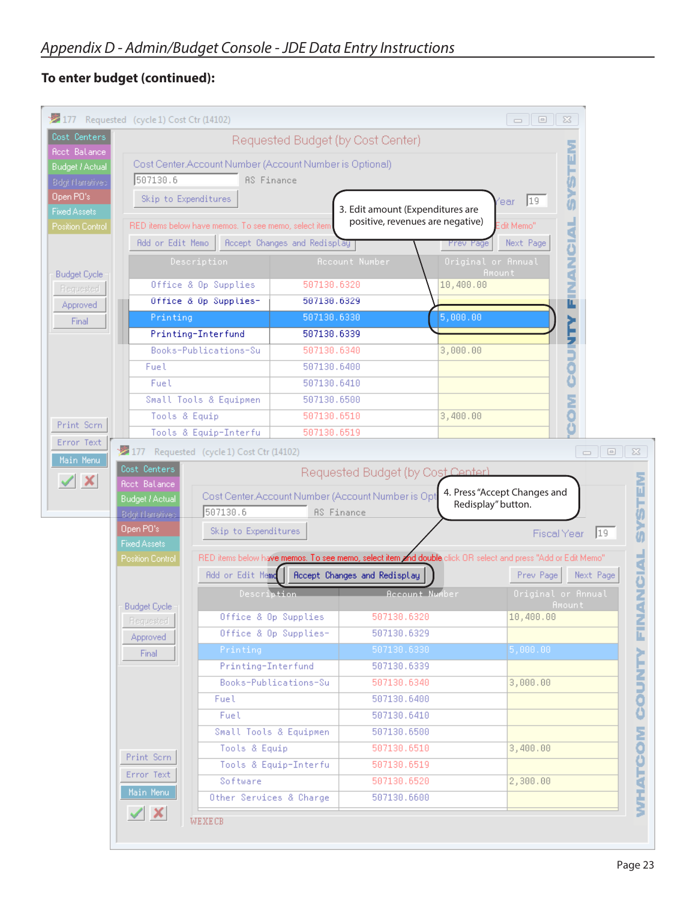## To enter budget (continued):

3. Edit amount (Expenditures are positive, revenues are negative)

Requested Budget (by Cost Center)

Cost Center.Account Number (Account Number is Optional)

507130.6 AS Finance

| Description | Account Number | Original or Annual Amount |
|---|---|---|
| Office & Op Supplies | 507130.6320 | 10,400.00 |
| Office & Op Supplies- | 507130.6329 | |
| Printing | 507130.6330 | 5,000.00 |
| Printing-Interfund | 507130.6339 | |
| Books-Publications-Su | 507130.6340 | 3,000.00 |
| Fuel | 507130.6400 | |
| Fuel | 507130.6410 | |
| Small Tools & Equipmen | 507130.6500 | |
| Tools & Equip | 507130.6510 | 3,400.00 |
| Tools & Equip-Interfu | 507130.6519 | |

4. Press "Accept Changes and Redisplay" button.

Requested Budget (by Cost Center)

Cost Center.Account Number (Account Number is Optional)

507130.6 AS Finance

Fiscal Year 19

RED items below have memos. To see memo, select item and double click OR select and press "Add or Edit Memo"

| Description | Account Number | Original or Annual Amount |
|---|---|---|
| Office & Op Supplies | 507130.6320 | 10,400.00 |
| Office & Op Supplies- | 507130.6329 | |
| Printing | 507130.6330 | 5,000.00 |
| Printing-Interfund | 507130.6339 | |
| Books-Publications-Su | 507130.6340 | 3,000.00 |
| Fuel | 507130.6400 | |
| Fuel | 507130.6410 | |
| Small Tools & Equipmen | 507130.6500 | |
| Tools & Equip | 507130.6510 | 3,400.00 |
| Tools & Equip-Interfu | 507130.6519 | |
| Software | 507130.6520 | 2,300.00 |
| Other Services & Charge | 507130.6600 | |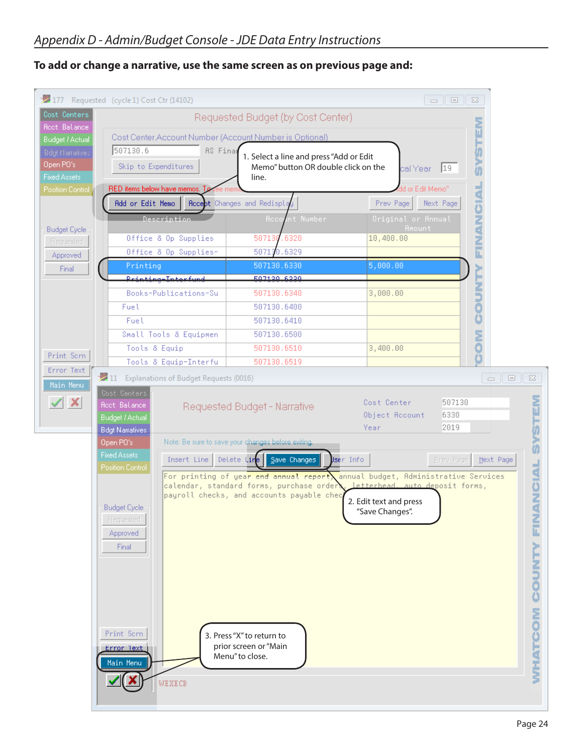**To add or change a narrative, use the same screen as on previous page and:**

1. Select a line and press "Add or Edit Memo" button OR double click on the line.

2. Edit text and press "Save Changes".

3. Press "X" to return to prior screen or "Main Menu" to close.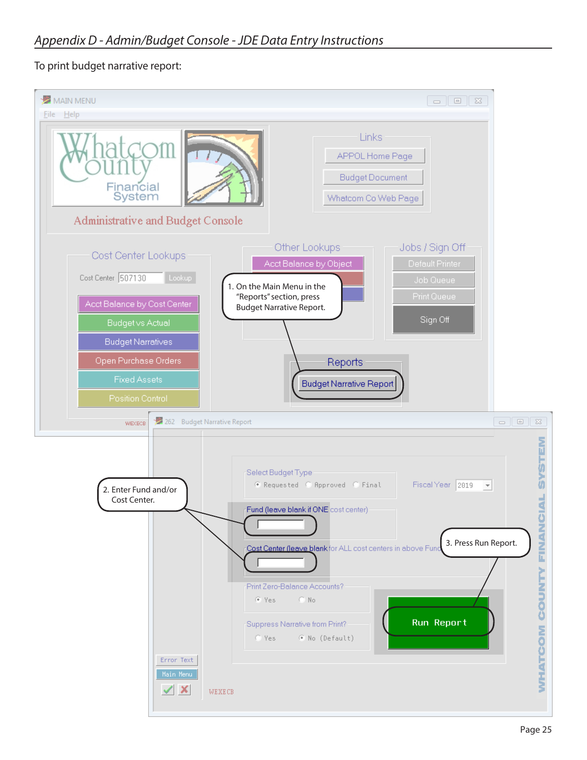To print budget narrative report:

1. On the Main Menu in the "Reports" section, press Budget Narrative Report.

2. Enter Fund and/or Cost Center.

3. Press Run Report.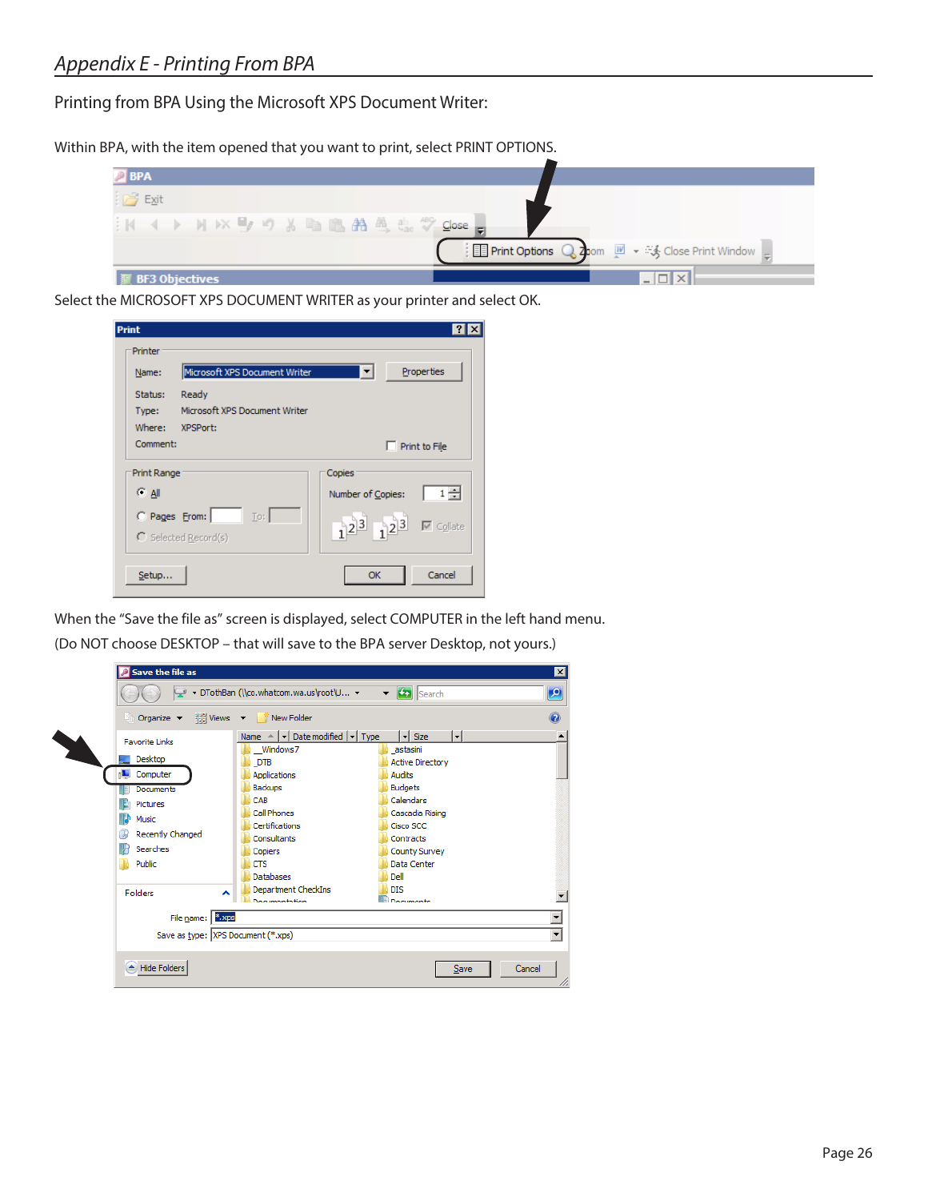## *Appendix E - Printing From BPA*

Printing from BPA Using the Microsoft XPS Document Writer:

Within BPA, with the item opened that you want to print, select PRINT OPTIONS.

Select the MICROSOFT XPS DOCUMENT WRITER as your printer and select OK.

When the "Save the file as" screen is displayed, select COMPUTER in the left hand menu.
(Do NOT choose DESKTOP – that will save to the BPA server Desktop, not yours.)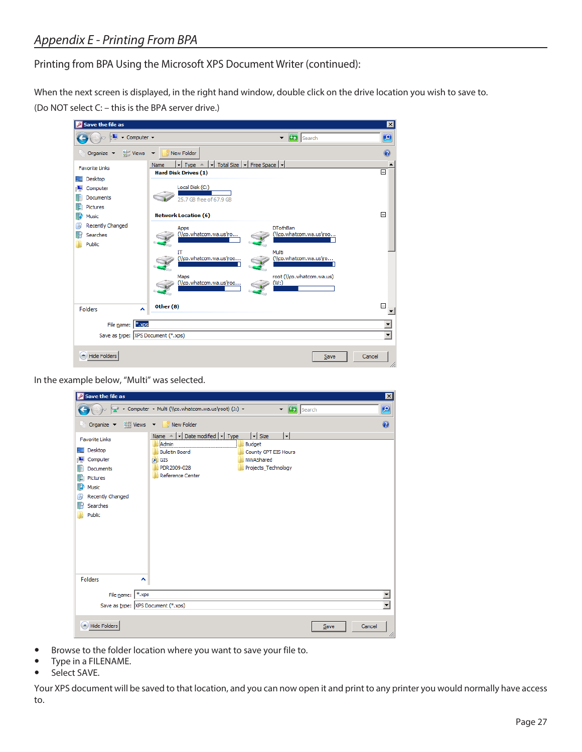*Appendix E - Printing From BPA*

Printing from BPA Using the Microsoft XPS Document Writer (continued):

When the next screen is displayed, in the right hand window, double click on the drive location you wish to save to. (Do NOT select C: – this is the BPA server drive.)

In the example below, “Multi” was selected.

- Browse to the folder location where you want to save your file to.
- Type in a FILENAME.
- Select SAVE.

Your XPS document will be saved to that location, and you can now open it and print to any printer you would normally have access to.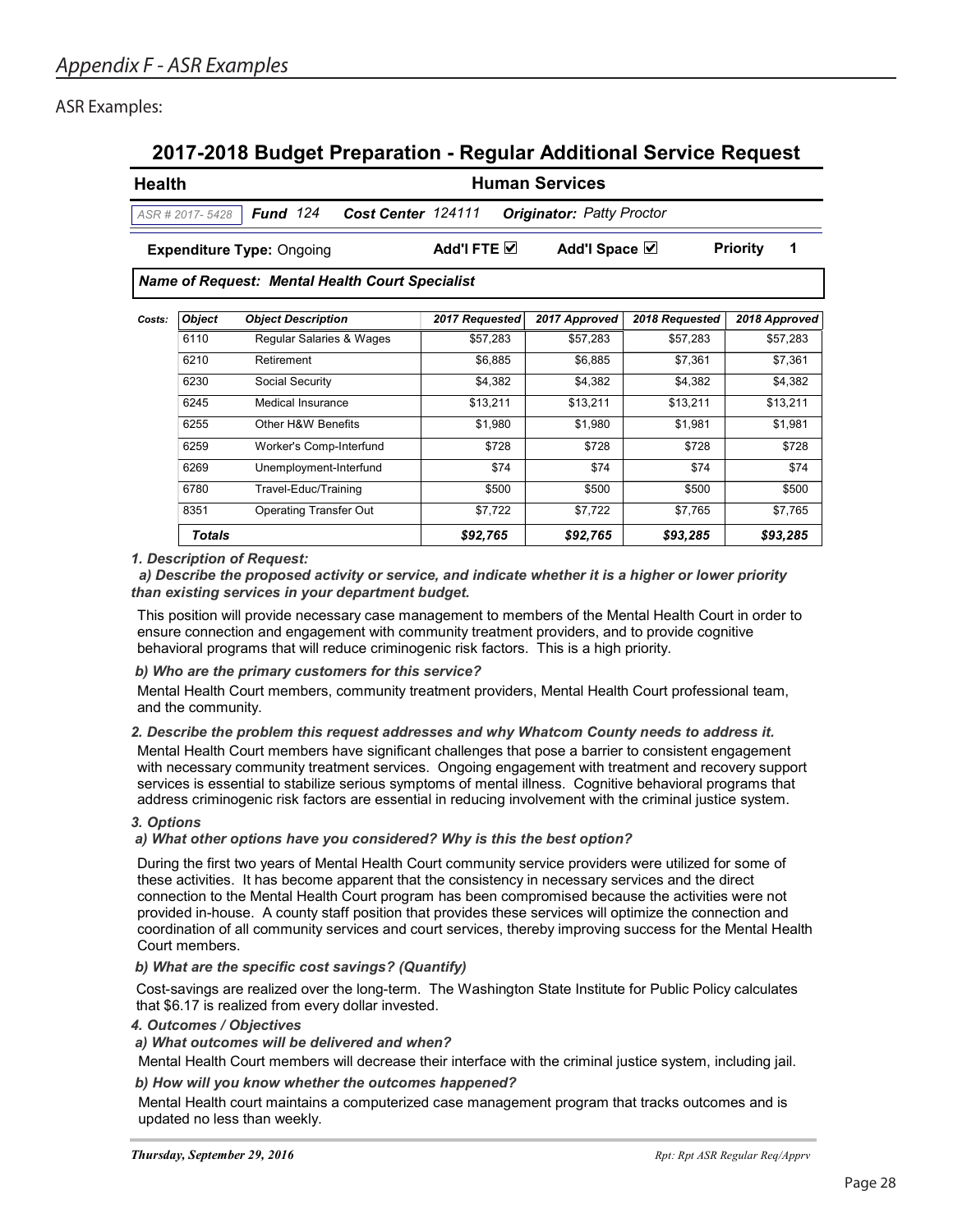# Appendix F - ASR Examples

## ASR Examples:

### 2017-2018 Budget Preparation - Regular Additional Service Request

**Health** **Human Services**

ASR # 2017- 5428 **Fund** 124 **Cost Center** 124111 **Originator:** Patty Proctor

**Expenditure Type:** Ongoing **Add'l FTE** ☑ **Add'l Space** ☑ **Priority** 1

***Name of Request: Mental Health Court Specialist***

**Costs:**

| Object | Object Description | 2017 Requested | 2017 Approved | 2018 Requested | 2018 Approved |
|---|---|---|---|---|---|
| 6110 | Regular Salaries & Wages | $57,283 | $57,283 | $57,283 | $57,283 |
| 6210 | Retirement | $6,885 | $6,885 | $7,361 | $7,361 |
| 6230 | Social Security | $4,382 | $4,382 | $4,382 | $4,382 |
| 6245 | Medical Insurance | $13,211 | $13,211 | $13,211 | $13,211 |
| 6255 | Other H&W Benefits | $1,980 | $1,980 | $1,981 | $1,981 |
| 6259 | Worker's Comp-Interfund | $728 | $728 | $728 | $728 |
| 6269 | Unemployment-Interfund | $74 | $74 | $74 | $74 |
| 6780 | Travel-Educ/Training | $500 | $500 | $500 | $500 |
| 8351 | Operating Transfer Out | $7,722 | $7,722 | $7,765 | $7,765 |
| ***Totals*** | | ***$92,765*** | ***$92,765*** | ***$93,285*** | ***$93,285*** |

***1. Description of Request:***

***a) Describe the proposed activity or service, and indicate whether it is a higher or lower priority than existing services in your department budget.***

This position will provide necessary case management to members of the Mental Health Court in order to ensure connection and engagement with community treatment providers, and to provide cognitive behavioral programs that will reduce criminogenic risk factors. This is a high priority.

***b) Who are the primary customers for this service?***

Mental Health Court members, community treatment providers, Mental Health Court professional team, and the community.

***2. Describe the problem this request addresses and why Whatcom County needs to address it.***

Mental Health Court members have significant challenges that pose a barrier to consistent engagement with necessary community treatment services. Ongoing engagement with treatment and recovery support services is essential to stabilize serious symptoms of mental illness. Cognitive behavioral programs that address criminogenic risk factors are essential in reducing involvement with the criminal justice system.

***3. Options***

***a) What other options have you considered? Why is this the best option?***

During the first two years of Mental Health Court community service providers were utilized for some of these activities. It has become apparent that the consistency in necessary services and the direct connection to the Mental Health Court program has been compromised because the activities were not provided in-house. A county staff position that provides these services will optimize the connection and coordination of all community services and court services, thereby improving success for the Mental Health Court members.

***b) What are the specific cost savings? (Quantify)***

Cost-savings are realized over the long-term. The Washington State Institute for Public Policy calculates that $6.17 is realized from every dollar invested.

***4. Outcomes / Objectives***

***a) What outcomes will be delivered and when?***

Mental Health Court members will decrease their interface with the criminal justice system, including jail.

***b) How will you know whether the outcomes happened?***

Mental Health court maintains a computerized case management program that tracks outcomes and is updated no less than weekly.

*Thursday, September 29, 2016* *Rpt: Rpt ASR Regular Req/Apprv*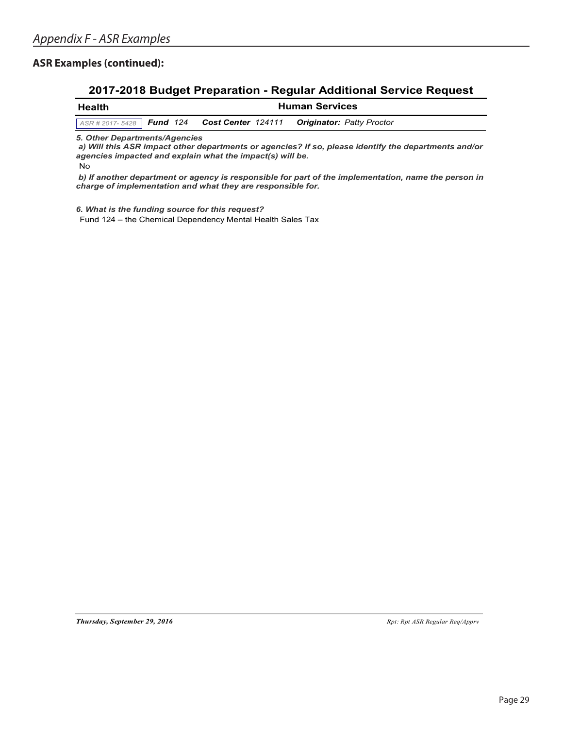## ASR Examples (continued):

### 2017-2018 Budget Preparation - Regular Additional Service Request

**Health** **Human Services**

*ASR # 2017- 5428* ***Fund*** *124* ***Cost Center*** *124111* ***Originator:*** *Patty Proctor*

***5. Other Departments/Agencies***

***a) Will this ASR impact other departments or agencies? If so, please identify the departments and/or agencies impacted and explain what the impact(s) will be.***

No

***b) If another department or agency is responsible for part of the implementation, name the person in charge of implementation and what they are responsible for.***

***6. What is the funding source for this request?***

Fund 124 – the Chemical Dependency Mental Health Sales Tax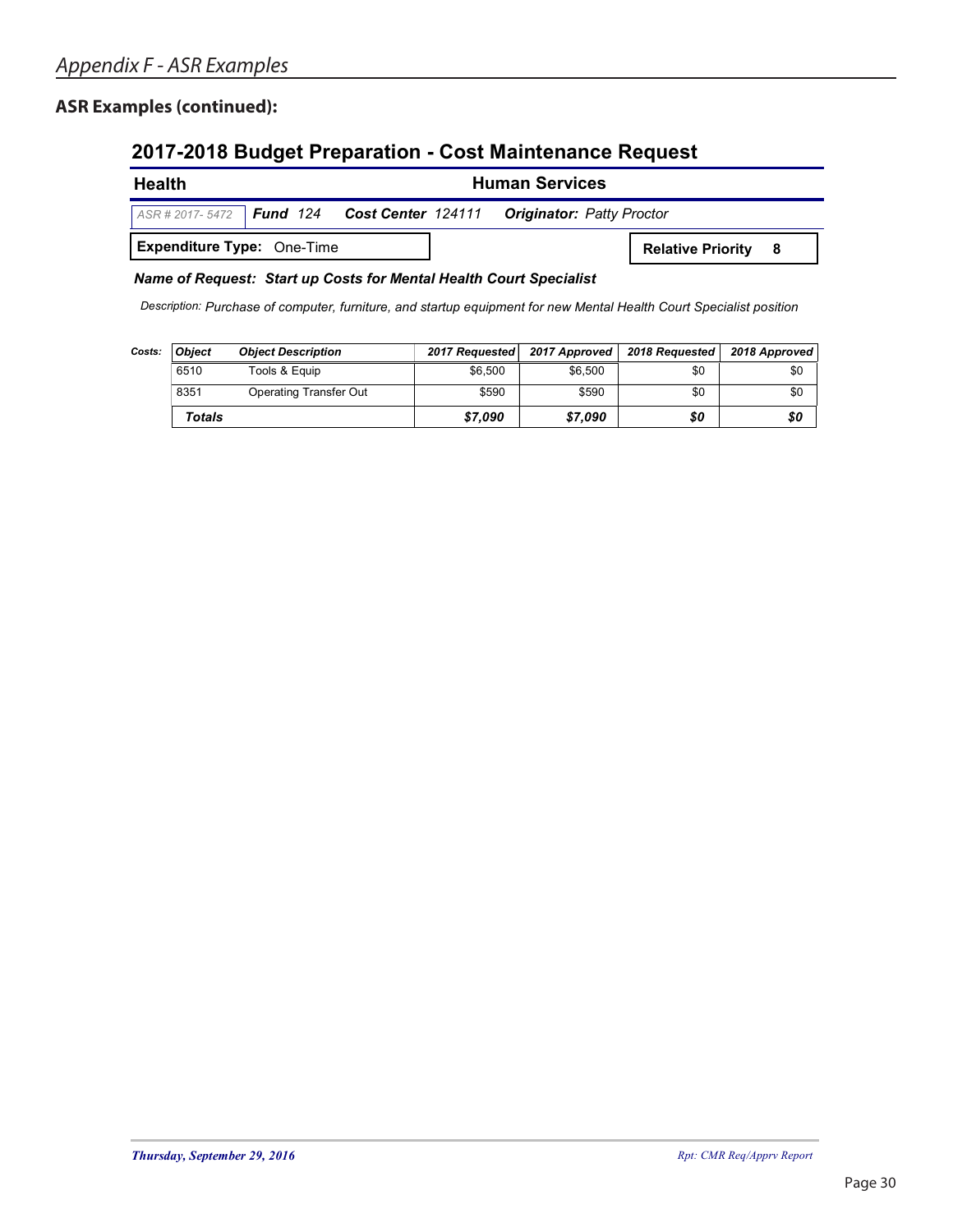## ASR Examples (continued):

### 2017-2018 Budget Preparation - Cost Maintenance Request

**Health** | **Human Services**

ASR # 2017- 5472 | ***Fund*** *124* | ***Cost Center*** *124111* | ***Originator:*** *Patty Proctor*

**Expenditure Type:** One-Time

**Relative Priority 8**

***Name of Request: Start up Costs for Mental Health Court Specialist***

*Description: Purchase of computer, furniture, and startup equipment for new Mental Health Court Specialist position*

***Costs:***

| *Object* | *Object Description* | *2017 Requested* | *2017 Approved* | *2018 Requested* | *2018 Approved* |
|---|---|---|---|---|---|
| 6510 | Tools & Equip | $6,500 | $6,500 | $0 | $0 |
| 8351 | Operating Transfer Out | $590 | $590 | $0 | $0 |
| ***Totals*** | | ***$7,090*** | ***$7,090*** | ***$0*** | ***$0*** |

*Thursday, September 29, 2016*

*Rpt: CMR Req/Apprv Report*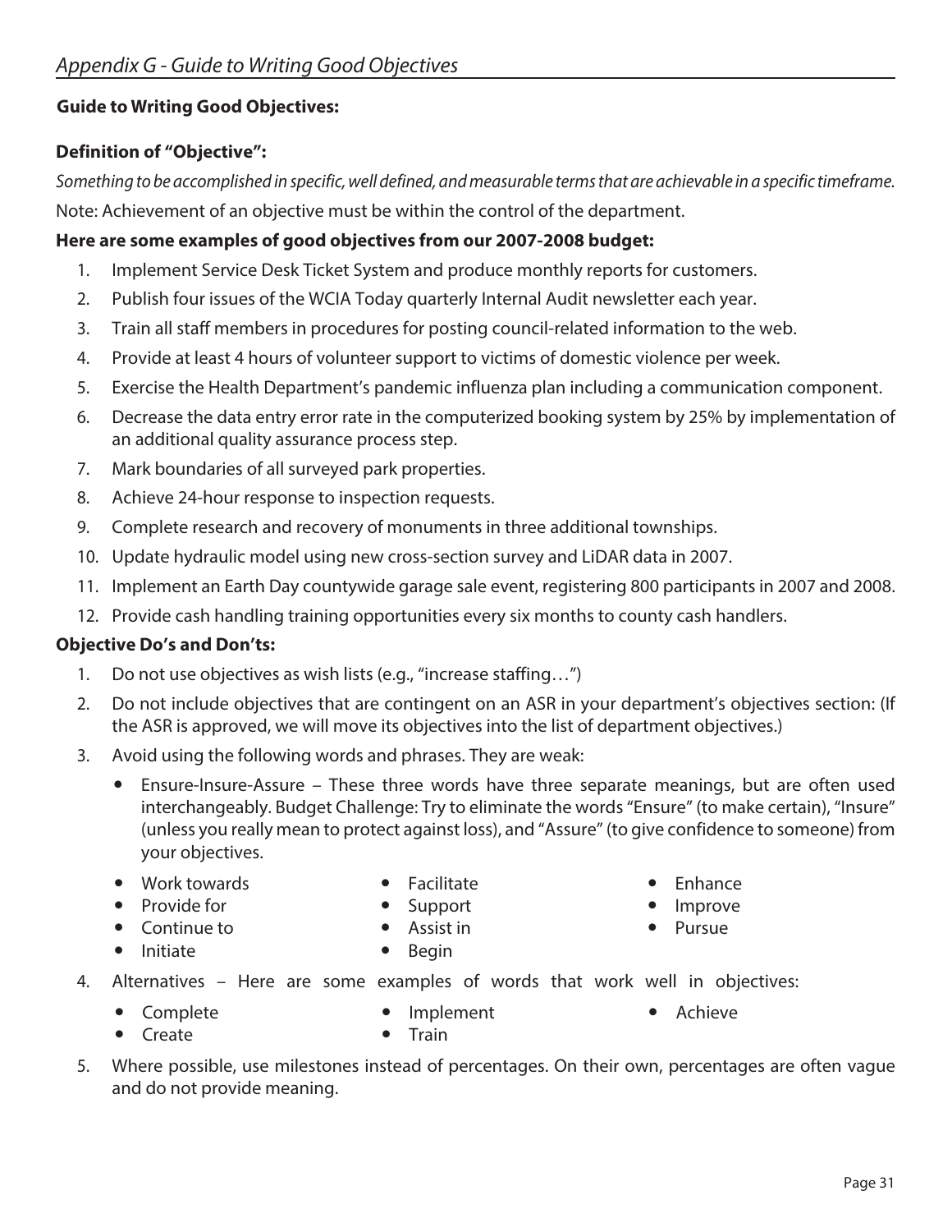*Appendix G - Guide to Writing Good Objectives*

**Guide to Writing Good Objectives:**

**Definition of "Objective":**

*Something to be accomplished in specific, well defined, and measurable terms that are achievable in a specific timeframe.*

Note: Achievement of an objective must be within the control of the department.

**Here are some examples of good objectives from our 2007-2008 budget:**

1. Implement Service Desk Ticket System and produce monthly reports for customers.
2. Publish four issues of the WCIA Today quarterly Internal Audit newsletter each year.
3. Train all staff members in procedures for posting council-related information to the web.
4. Provide at least 4 hours of volunteer support to victims of domestic violence per week.
5. Exercise the Health Department's pandemic influenza plan including a communication component.
6. Decrease the data entry error rate in the computerized booking system by 25% by implementation of an additional quality assurance process step.
7. Mark boundaries of all surveyed park properties.
8. Achieve 24-hour response to inspection requests.
9. Complete research and recovery of monuments in three additional townships.
10. Update hydraulic model using new cross-section survey and LiDAR data in 2007.
11. Implement an Earth Day countywide garage sale event, registering 800 participants in 2007 and 2008.
12. Provide cash handling training opportunities every six months to county cash handlers.

**Objective Do's and Don'ts:**

1. Do not use objectives as wish lists (e.g., "increase staffing…")
2. Do not include objectives that are contingent on an ASR in your department's objectives section: (If the ASR is approved, we will move its objectives into the list of department objectives.)
3. Avoid using the following words and phrases. They are weak:
   - Ensure-Insure-Assure – These three words have three separate meanings, but are often used interchangeably. Budget Challenge: Try to eliminate the words "Ensure" (to make certain), "Insure" (unless you really mean to protect against loss), and "Assure" (to give confidence to someone) from your objectives.
   - Work towards
   - Provide for
   - Continue to
   - Initiate
   - Facilitate
   - Support
   - Assist in
   - Begin
   - Enhance
   - Improve
   - Pursue
4. Alternatives – Here are some examples of words that work well in objectives:
   - Complete
   - Create
   - Implement
   - Train
   - Achieve
5. Where possible, use milestones instead of percentages. On their own, percentages are often vague and do not provide meaning.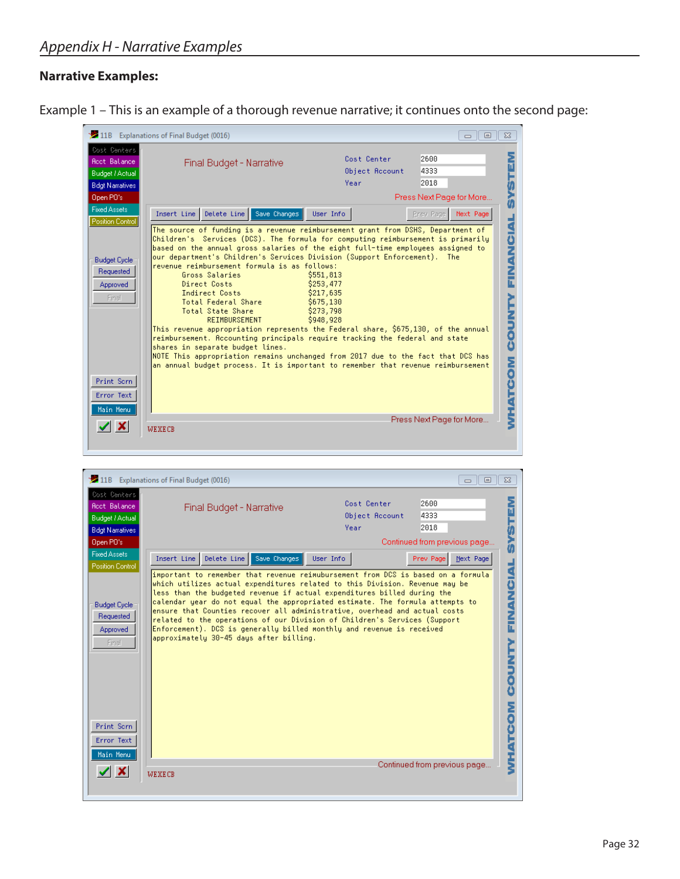*Appendix H - Narrative Examples*

**Narrative Examples:**

Example 1 – This is an example of a thorough revenue narrative; it continues onto the second page:

11B Explanations of Final Budget (0016)

Cost Centers | Acct Balance | Budget / Actual | Bdgt Narratives | Open PO's | Fixed Assets | Position Control

Final Budget - Narrative

Cost Center 2600
Object Account 4333
Year 2018

Press Next Page for More...

Insert Line | Delete Line | Save Changes | User Info | Prev Page | Next Page

```
The source of funding is a revenue reimbursement grant from DSHS, Department of
Children's  Services (DCS). The formula for computing reimbursement is primarily
based on the annual gross salaries of the eight full-time employees assigned to
our department's Children's Services Division (Support Enforcement).  The
revenue reimbursement formula is as follows:
       Gross Salaries                $551,813
       Direct Costs                  $253,477
       Indirect Costs                $217,635
       Total Federal Share           $675,130
       Total State Share             $273,798
             REIMBURSEMENT           $948,928
This revenue appropriation represents the Federal share, $675,130, of the annual
reimbursement. Accounting principals require tracking the federal and state
shares in separate budget lines.
NOTE This appropriation remains unchanged from 2017 due to the fact that DCS has
an annual budget process. It is important to remember that revenue reimbursement
```

Budget Cycle: Requested | Approved | Final

Print Scrn | Error Text | Main Menu

Press Next Page for More...

WEXECB

WHATCOM COUNTY FINANCIAL SYSTEM

11B Explanations of Final Budget (0016)

Cost Centers | Acct Balance | Budget / Actual | Bdgt Narratives | Open PO's | Fixed Assets | Position Control

Final Budget - Narrative

Cost Center 2600
Object Account 4333
Year 2018

Continued from previous page...

Insert Line | Delete Line | Save Changes | User Info | Prev Page | Next Page

```
important to remember that revenue reimbursement from DCS is based on a formula
which utilizes actual expenditures related to this Division. Revenue may be
less than the budgeted revenue if actual expenditures billed during the
calendar year do not equal the appropriated estimate. The formula attempts to
ensure that Counties recover all administrative, overhead and actual costs
related to the operations of our Division of Children's Services (Support
Enforcement). DCS is generally billed monthly and revenue is received
approximately 30-45 days after billing.
```

Budget Cycle: Requested | Approved | Final

Print Scrn | Error Text | Main Menu

Continued from previous page...

WEXECB

WHATCOM COUNTY FINANCIAL SYSTEM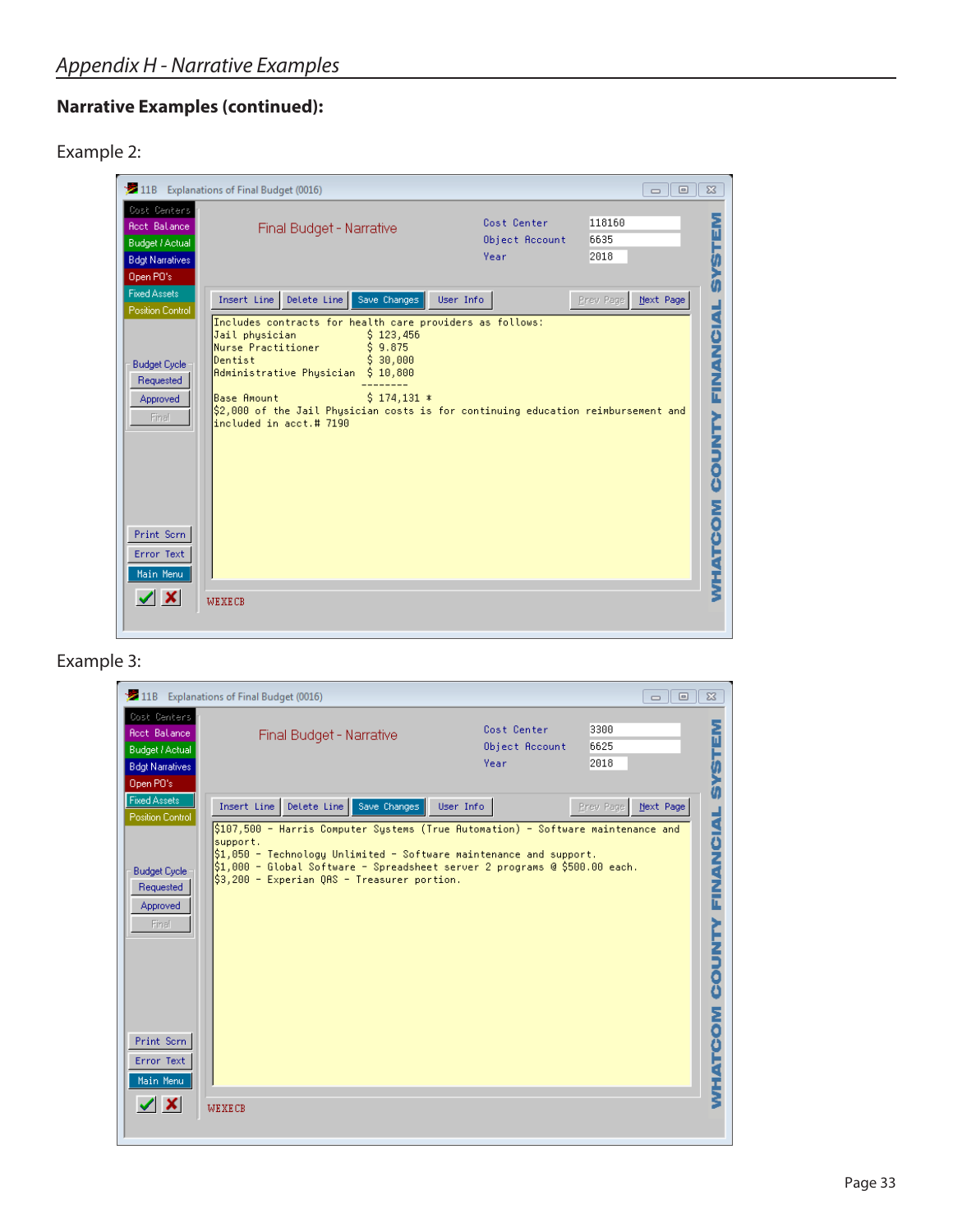## Narrative Examples (continued):

Example 2:

11B Explanations of Final Budget (0016)

Cost Centers
Acct Balance
Budget / Actual
Bdgt Narratives
Open PO's
Fixed Assets
Position Control

Final Budget - Narrative

| | |
|---|---|
| Cost Center | 118160 |
| Object Account | 6635 |
| Year | 2018 |

Insert Line | Delete Line | Save Changes | User Info | Prev Page | Next Page

```
Includes contracts for health care providers as follows:
Jail physician            $ 123,456
Nurse Practitioner        $ 9.875
Dentist                   $ 30,000
Administrative Physician  $ 10,800
                          --------
Base Amount               $ 174,131 *
$2,000 of the Jail Physician costs is for continuing education reimbursement and
included in acct.# 7190
```

Budget Cycle
Requested
Approved
Final

Print Scrn
Error Text
Main Menu

WEXECB

WHATCOM COUNTY FINANCIAL SYSTEM

Example 3:

11B Explanations of Final Budget (0016)

Cost Centers
Acct Balance
Budget / Actual
Bdgt Narratives
Open PO's
Fixed Assets
Position Control

Final Budget - Narrative

| | |
|---|---|
| Cost Center | 3300 |
| Object Account | 6625 |
| Year | 2018 |

Insert Line | Delete Line | Save Changes | User Info | Prev Page | Next Page

```
$107,500 - Harris Computer Systems (True Automation) - Software maintenance and
support.
$1,050 - Technology Unlimited - Software maintenance and support.
$1,000 - Global Software - Spreadsheet server 2 programs @ $500.00 each.
$3,200 - Experian QAS - Treasurer portion.
```

Budget Cycle
Requested
Approved
Final

Print Scrn
Error Text
Main Menu

WEXECB

WHATCOM COUNTY FINANCIAL SYSTEM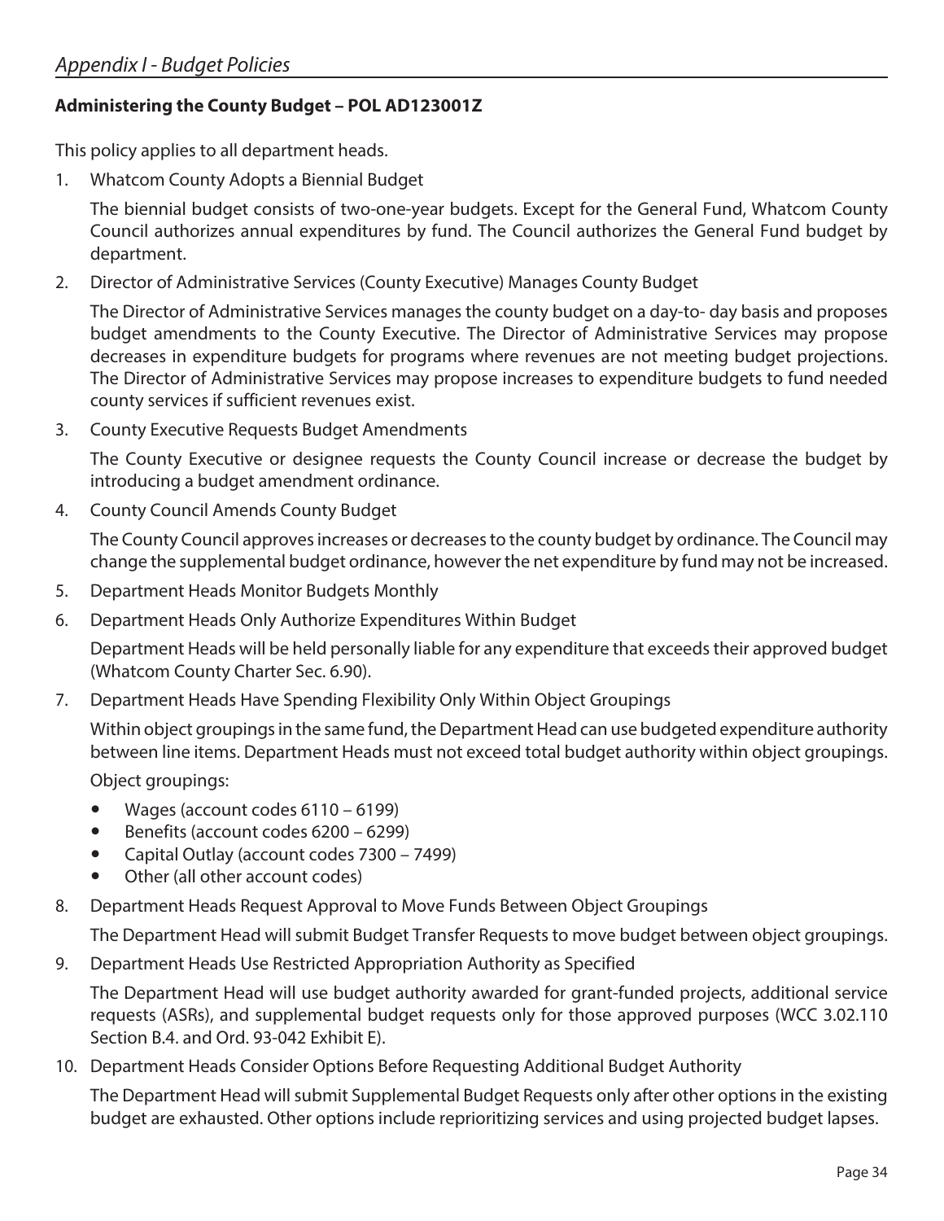## Appendix I - Budget Policies

### Administering the County Budget – POL AD123001Z

This policy applies to all department heads.

1. Whatcom County Adopts a Biennial Budget

   The biennial budget consists of two-one-year budgets. Except for the General Fund, Whatcom County Council authorizes annual expenditures by fund. The Council authorizes the General Fund budget by department.

2. Director of Administrative Services (County Executive) Manages County Budget

   The Director of Administrative Services manages the county budget on a day-to- day basis and proposes budget amendments to the County Executive. The Director of Administrative Services may propose decreases in expenditure budgets for programs where revenues are not meeting budget projections. The Director of Administrative Services may propose increases to expenditure budgets to fund needed county services if sufficient revenues exist.

3. County Executive Requests Budget Amendments

   The County Executive or designee requests the County Council increase or decrease the budget by introducing a budget amendment ordinance.

4. County Council Amends County Budget

   The County Council approves increases or decreases to the county budget by ordinance. The Council may change the supplemental budget ordinance, however the net expenditure by fund may not be increased.

5. Department Heads Monitor Budgets Monthly

6. Department Heads Only Authorize Expenditures Within Budget

   Department Heads will be held personally liable for any expenditure that exceeds their approved budget (Whatcom County Charter Sec. 6.90).

7. Department Heads Have Spending Flexibility Only Within Object Groupings

   Within object groupings in the same fund, the Department Head can use budgeted expenditure authority between line items. Department Heads must not exceed total budget authority within object groupings.

   Object groupings:

   - Wages (account codes 6110 – 6199)
   - Benefits (account codes 6200 – 6299)
   - Capital Outlay (account codes 7300 – 7499)
   - Other (all other account codes)

8. Department Heads Request Approval to Move Funds Between Object Groupings

   The Department Head will submit Budget Transfer Requests to move budget between object groupings.

9. Department Heads Use Restricted Appropriation Authority as Specified

   The Department Head will use budget authority awarded for grant-funded projects, additional service requests (ASRs), and supplemental budget requests only for those approved purposes (WCC 3.02.110 Section B.4. and Ord. 93-042 Exhibit E).

10. Department Heads Consider Options Before Requesting Additional Budget Authority

    The Department Head will submit Supplemental Budget Requests only after other options in the existing budget are exhausted. Other options include reprioritizing services and using projected budget lapses.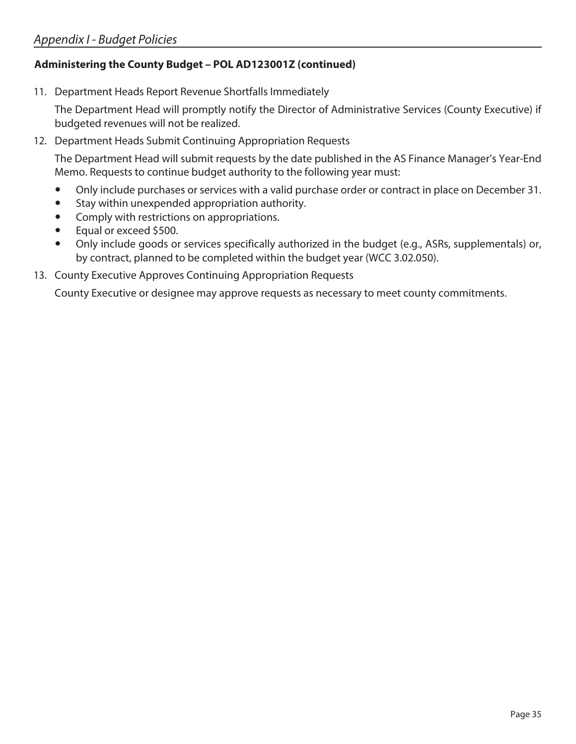### Administering the County Budget – POL AD123001Z (continued)

11. Department Heads Report Revenue Shortfalls Immediately

    The Department Head will promptly notify the Director of Administrative Services (County Executive) if budgeted revenues will not be realized.

12. Department Heads Submit Continuing Appropriation Requests

    The Department Head will submit requests by the date published in the AS Finance Manager's Year-End Memo. Requests to continue budget authority to the following year must:

    - Only include purchases or services with a valid purchase order or contract in place on December 31.
    - Stay within unexpended appropriation authority.
    - Comply with restrictions on appropriations.
    - Equal or exceed $500.
    - Only include goods or services specifically authorized in the budget (e.g., ASRs, supplementals) or, by contract, planned to be completed within the budget year (WCC 3.02.050).

13. County Executive Approves Continuing Appropriation Requests

    County Executive or designee may approve requests as necessary to meet county commitments.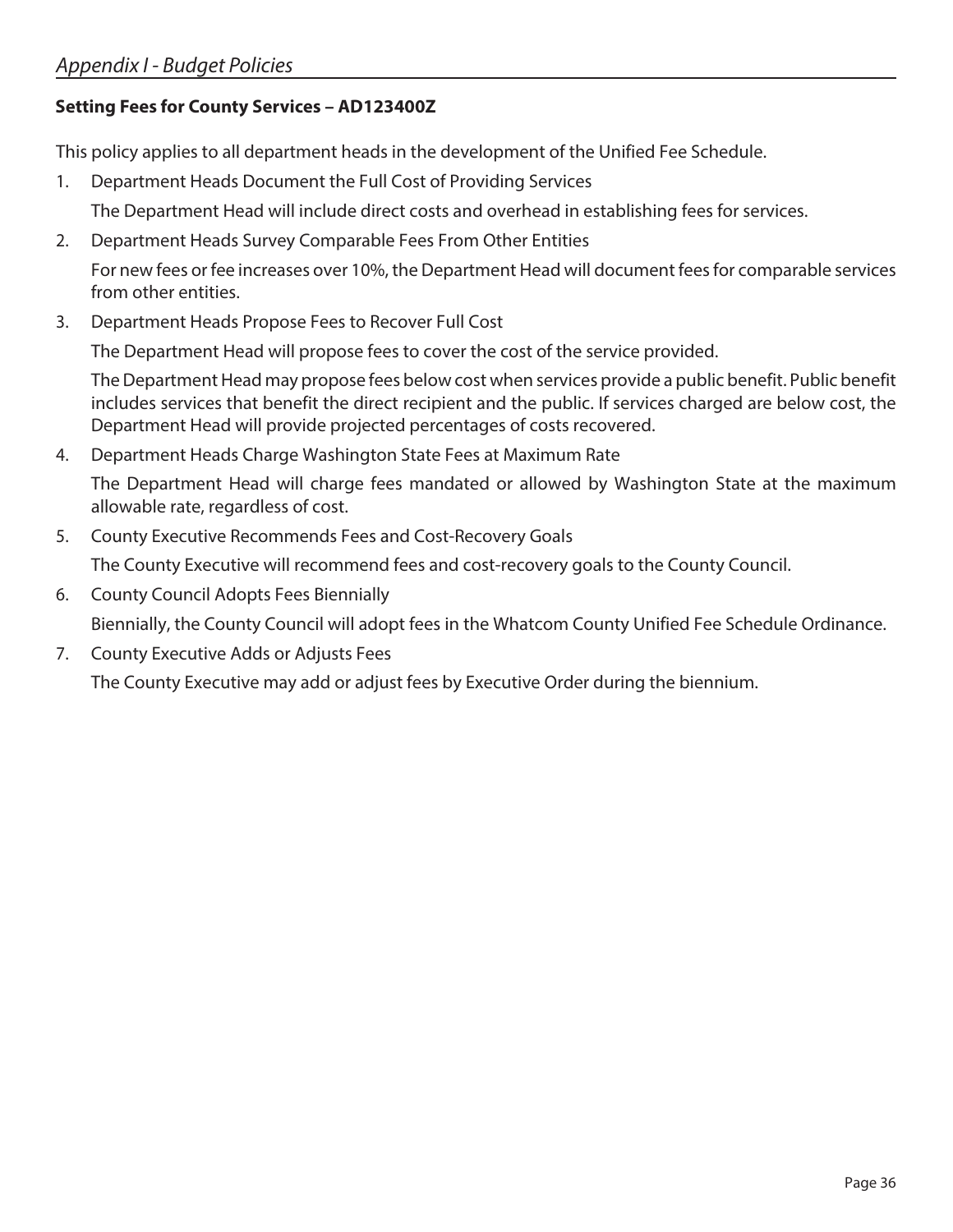### Setting Fees for County Services – AD123400Z

This policy applies to all department heads in the development of the Unified Fee Schedule.

1. Department Heads Document the Full Cost of Providing Services

   The Department Head will include direct costs and overhead in establishing fees for services.

2. Department Heads Survey Comparable Fees From Other Entities

   For new fees or fee increases over 10%, the Department Head will document fees for comparable services from other entities.

3. Department Heads Propose Fees to Recover Full Cost

   The Department Head will propose fees to cover the cost of the service provided.

   The Department Head may propose fees below cost when services provide a public benefit. Public benefit includes services that benefit the direct recipient and the public. If services charged are below cost, the Department Head will provide projected percentages of costs recovered.

4. Department Heads Charge Washington State Fees at Maximum Rate

   The Department Head will charge fees mandated or allowed by Washington State at the maximum allowable rate, regardless of cost.

5. County Executive Recommends Fees and Cost-Recovery Goals

   The County Executive will recommend fees and cost-recovery goals to the County Council.

6. County Council Adopts Fees Biennially

   Biennially, the County Council will adopt fees in the Whatcom County Unified Fee Schedule Ordinance.

7. County Executive Adds or Adjusts Fees

   The County Executive may add or adjust fees by Executive Order during the biennium.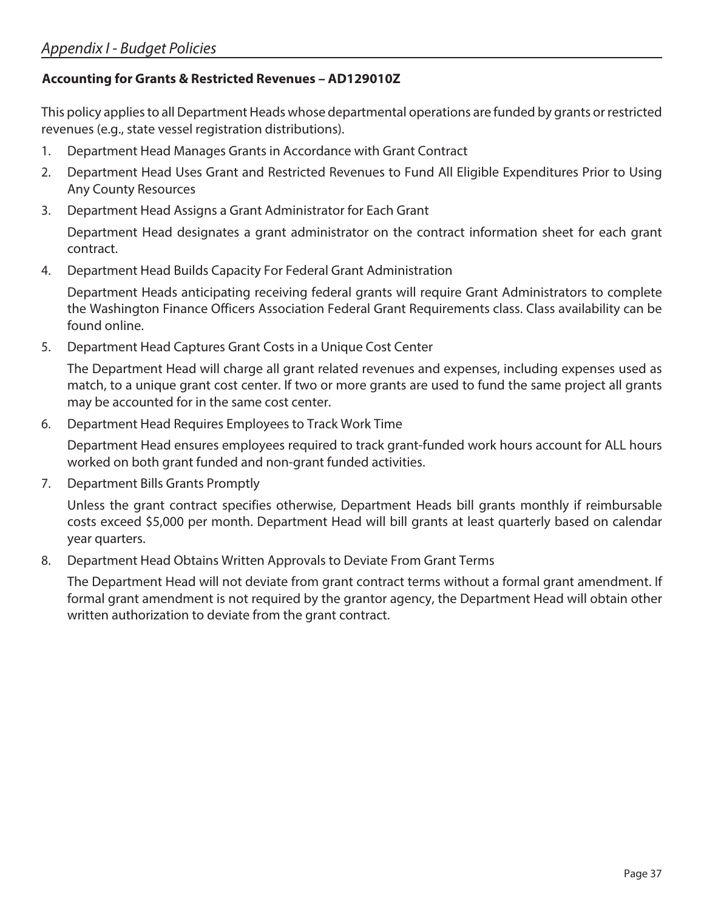## Accounting for Grants & Restricted Revenues – AD129010Z

This policy applies to all Department Heads whose departmental operations are funded by grants or restricted revenues (e.g., state vessel registration distributions).

1. Department Head Manages Grants in Accordance with Grant Contract
2. Department Head Uses Grant and Restricted Revenues to Fund All Eligible Expenditures Prior to Using Any County Resources
3. Department Head Assigns a Grant Administrator for Each Grant

   Department Head designates a grant administrator on the contract information sheet for each grant contract.

4. Department Head Builds Capacity For Federal Grant Administration

   Department Heads anticipating receiving federal grants will require Grant Administrators to complete the Washington Finance Officers Association Federal Grant Requirements class. Class availability can be found online.

5. Department Head Captures Grant Costs in a Unique Cost Center

   The Department Head will charge all grant related revenues and expenses, including expenses used as match, to a unique grant cost center. If two or more grants are used to fund the same project all grants may be accounted for in the same cost center.

6. Department Head Requires Employees to Track Work Time

   Department Head ensures employees required to track grant-funded work hours account for ALL hours worked on both grant funded and non-grant funded activities.

7. Department Bills Grants Promptly

   Unless the grant contract specifies otherwise, Department Heads bill grants monthly if reimbursable costs exceed $5,000 per month. Department Head will bill grants at least quarterly based on calendar year quarters.

8. Department Head Obtains Written Approvals to Deviate From Grant Terms

   The Department Head will not deviate from grant contract terms without a formal grant amendment. If formal grant amendment is not required by the grantor agency, the Department Head will obtain other written authorization to deviate from the grant contract.